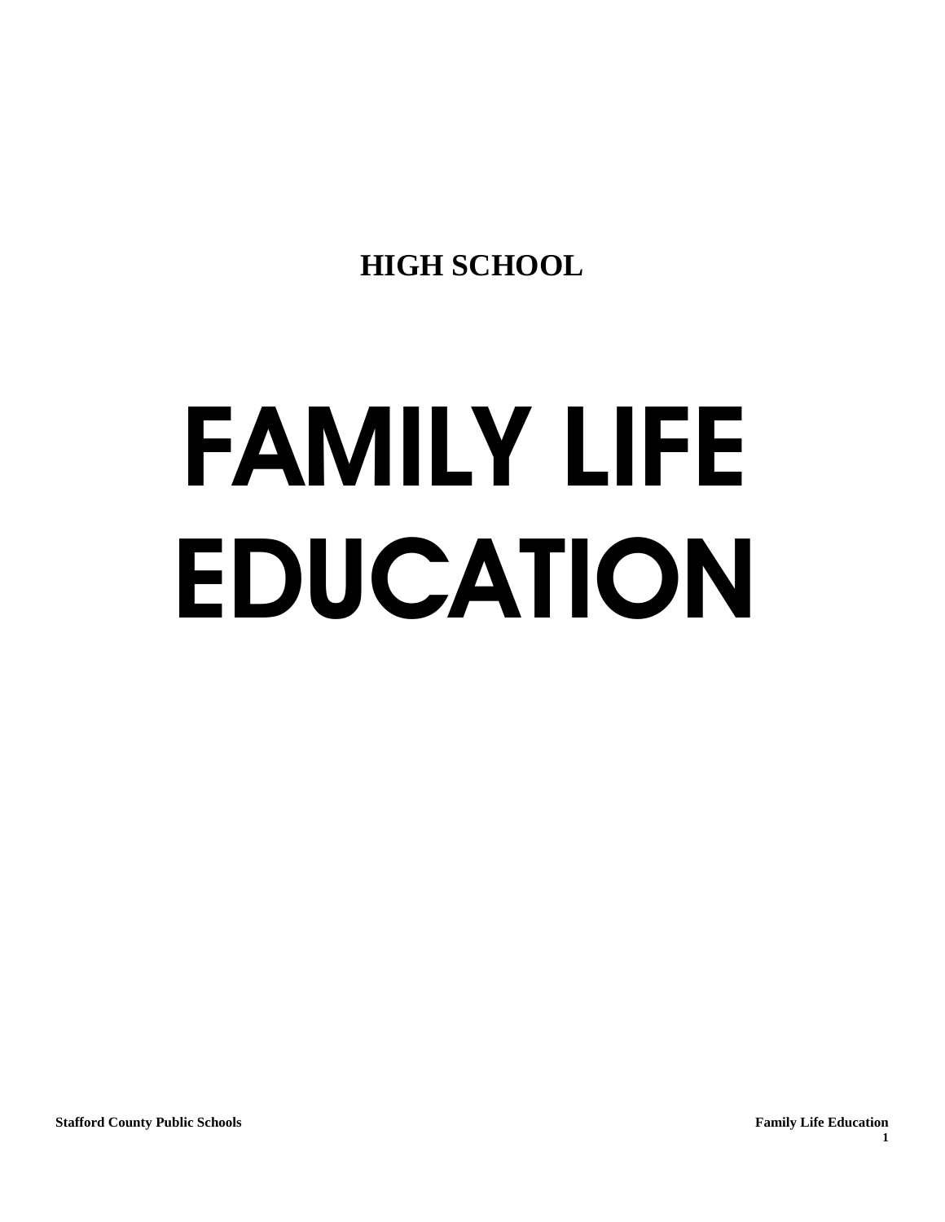## HIGH SCHOOL

# FAMILY LIFE EDUCATION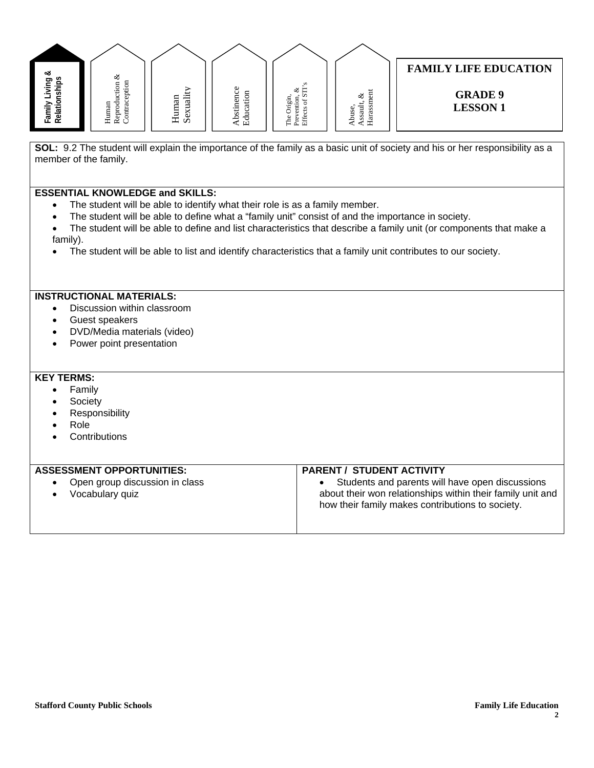Family Living & Relationships | Human Reproduction & Contraception | Human Sexuality | Abstinence Education | The Origin, Prevention, & Effects of STI's | Abuse, Assault, & Harassment

# FAMILY LIFE EDUCATION

## GRADE 9
## LESSON 1

**SOL:** 9.2 The student will explain the importance of the family as a basic unit of society and his or her responsibility as a member of the family.

**ESSENTIAL KNOWLEDGE and SKILLS:**

- The student will be able to identify what their role is as a family member.
- The student will be able to define what a "family unit" consist of and the importance in society.
- The student will be able to define and list characteristics that describe a family unit (or components that make a family).
- The student will be able to list and identify characteristics that a family unit contributes to our society.

**INSTRUCTIONAL MATERIALS:**

- Discussion within classroom
- Guest speakers
- DVD/Media materials (video)
- Power point presentation

**KEY TERMS:**

- Family
- Society
- Responsibility
- Role
- Contributions

**ASSESSMENT OPPORTUNITIES:**

- Open group discussion in class
- Vocabulary quiz

**PARENT / STUDENT ACTIVITY**

- Students and parents will have open discussions about their won relationships within their family unit and how their family makes contributions to society.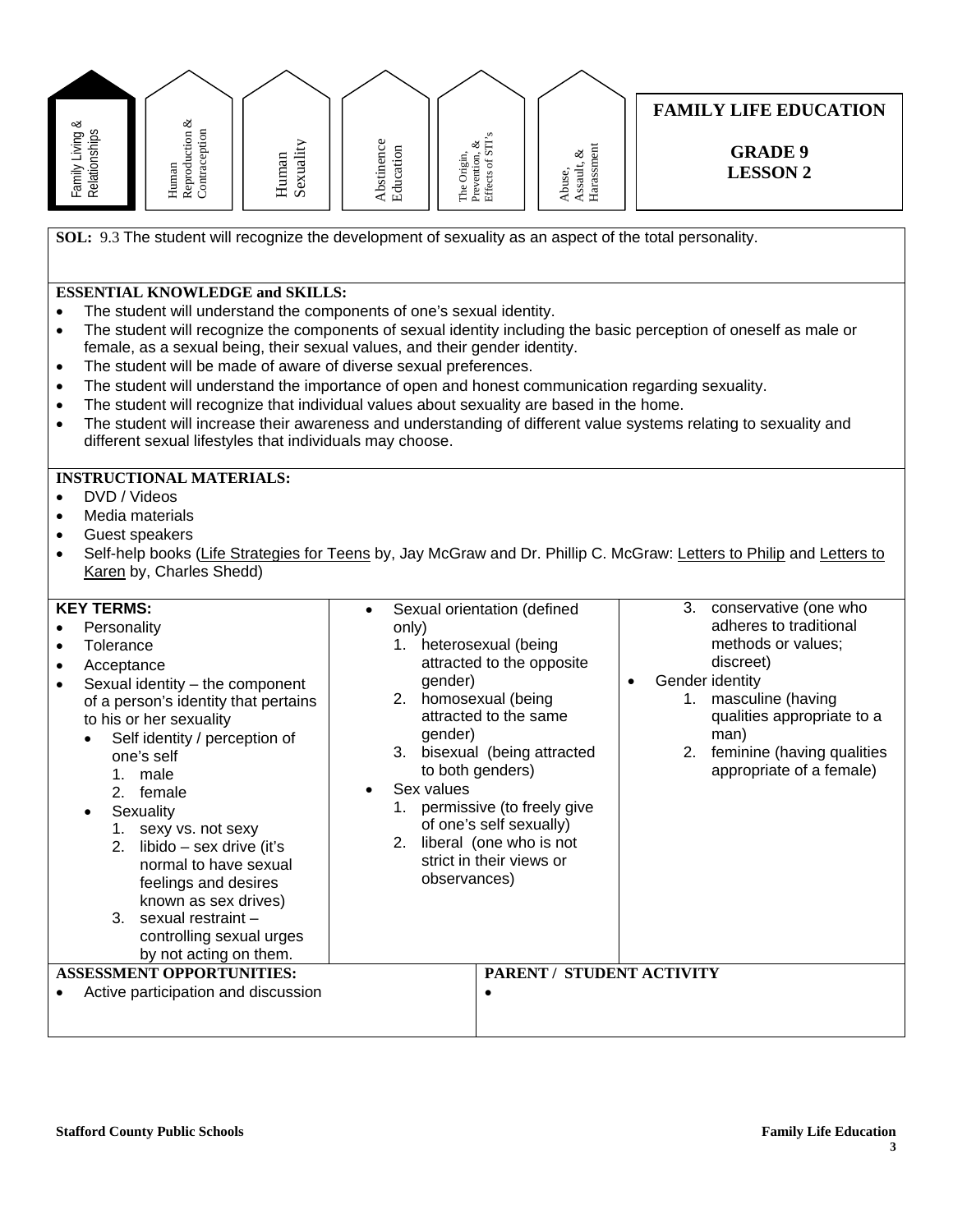Family Living & Relationships | Human Reproduction & Contraception | Human Sexuality | Abstinence Education | The Origin, Prevention, & Effects of STI's | Abuse, Assault, & Harassment

# FAMILY LIFE EDUCATION

## GRADE 9
## LESSON 2

**SOL:** 9.3 The student will recognize the development of sexuality as an aspect of the total personality.

**ESSENTIAL KNOWLEDGE and SKILLS:**

- The student will understand the components of one's sexual identity.
- The student will recognize the components of sexual identity including the basic perception of oneself as male or female, as a sexual being, their sexual values, and their gender identity.
- The student will be made of aware of diverse sexual preferences.
- The student will understand the importance of open and honest communication regarding sexuality.
- The student will recognize that individual values about sexuality are based in the home.
- The student will increase their awareness and understanding of different value systems relating to sexuality and different sexual lifestyles that individuals may choose.

**INSTRUCTIONAL MATERIALS:**

- DVD / Videos
- Media materials
- Guest speakers
- Self-help books (Life Strategies for Teens by, Jay McGraw and Dr. Phillip C. McGraw: Letters to Philip and Letters to Karen by, Charles Shedd)

**KEY TERMS:**

- Personality
- Tolerance
- Acceptance
- Sexual identity – the component of a person's identity that pertains to his or her sexuality
  - Self identity / perception of one's self
    1. male
    2. female
  - Sexuality
    1. sexy vs. not sexy
    2. libido – sex drive (it's normal to have sexual feelings and desires known as sex drives)
    3. sexual restraint – controlling sexual urges by not acting on them.
- Sexual orientation (defined only)
  1. heterosexual (being attracted to the opposite gender)
  2. homosexual (being attracted to the same gender)
  3. bisexual (being attracted to both genders)
- Sex values
  1. permissive (to freely give of one's self sexually)
  2. liberal (one who is not strict in their views or observances)
  3. conservative (one who adheres to traditional methods or values; discreet)
- Gender identity
  1. masculine (having qualities appropriate to a man)
  2. feminine (having qualities appropriate of a female)

**ASSESSMENT OPPORTUNITIES:**

- Active participation and discussion

**PARENT / STUDENT ACTIVITY**

-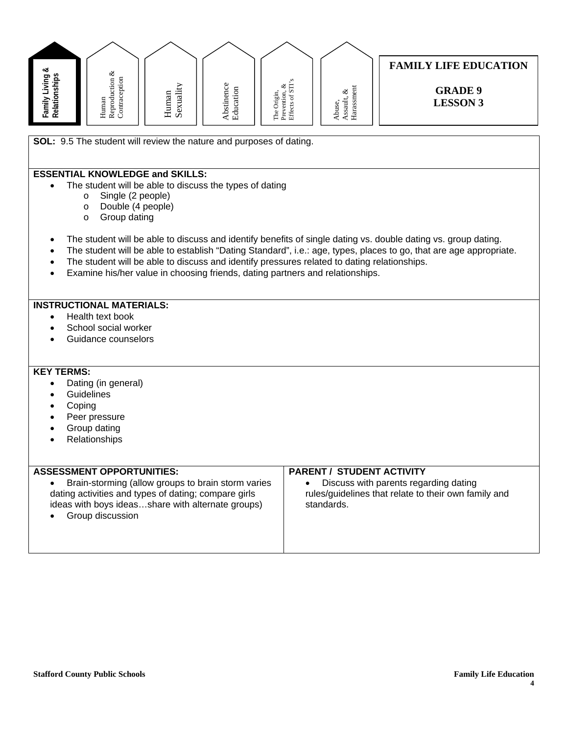Family Living & Relationships | Human Reproduction & Contraception | Human Sexuality | Abstinence Education | The Origin, Prevention, & Effects of STI's | Abuse, Assault, & Harassment

# FAMILY LIFE EDUCATION

## GRADE 9
## LESSON 3

**SOL:** 9.5 The student will review the nature and purposes of dating.

**ESSENTIAL KNOWLEDGE and SKILLS:**

- The student will be able to discuss the types of dating
  - Single (2 people)
  - Double (4 people)
  - Group dating
- The student will be able to discuss and identify benefits of single dating vs. double dating vs. group dating.
- The student will be able to establish "Dating Standard", i.e.: age, types, places to go, that are age appropriate.
- The student will be able to discuss and identify pressures related to dating relationships.
- Examine his/her value in choosing friends, dating partners and relationships.

**INSTRUCTIONAL MATERIALS:**

- Health text book
- School social worker
- Guidance counselors

**KEY TERMS:**

- Dating (in general)
- Guidelines
- Coping
- Peer pressure
- Group dating
- Relationships

| ASSESSMENT OPPORTUNITIES: | PARENT / STUDENT ACTIVITY |
|---|---|
| • Brain-storming (allow groups to brain storm varies dating activities and types of dating; compare girls ideas with boys ideas…share with alternate groups)<br>• Group discussion | • Discuss with parents regarding dating rules/guidelines that relate to their own family and standards. |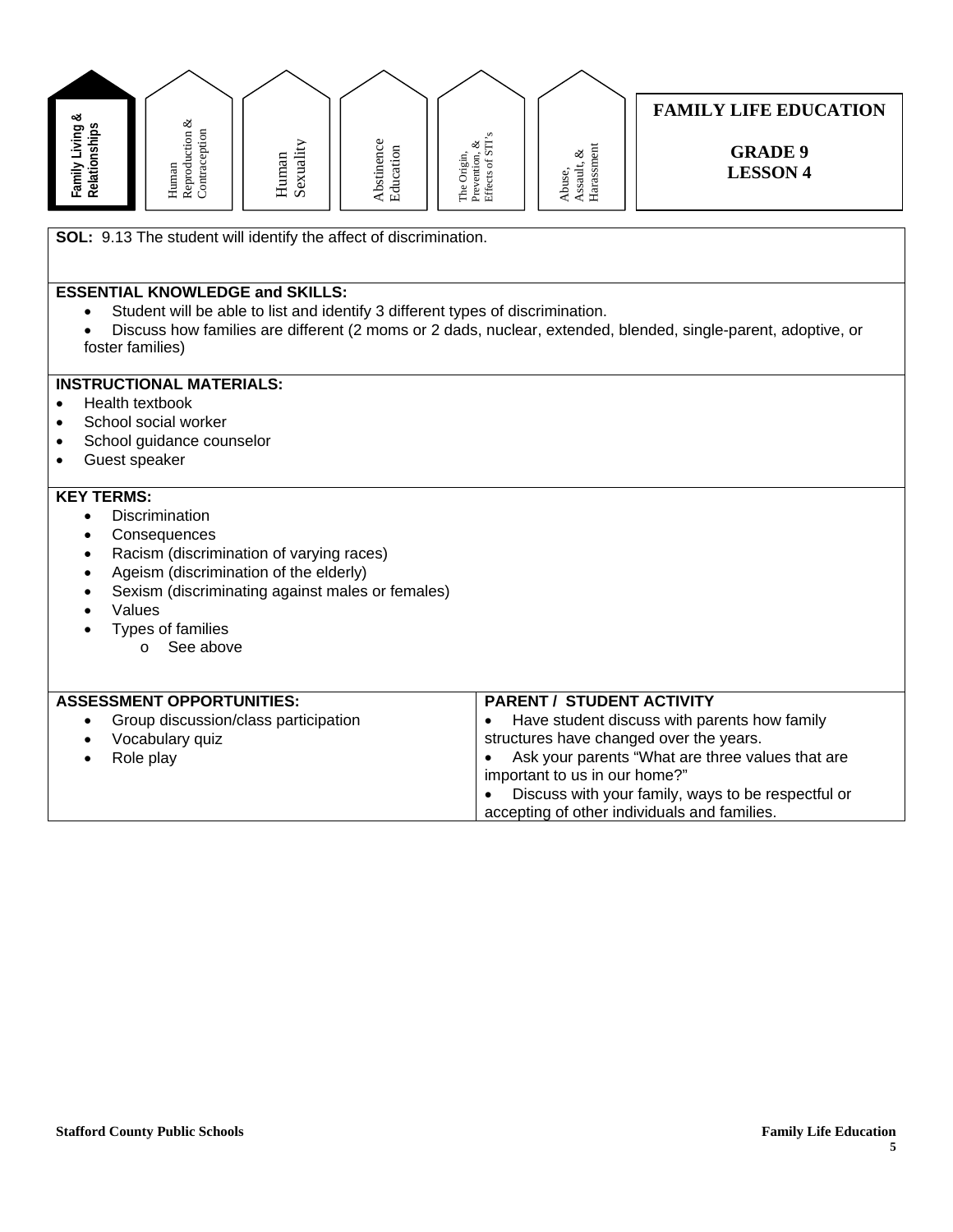Family Living & Relationships | Human Reproduction & Contraception | Human Sexuality | Abstinence Education | The Origin, Prevention, & Effects of STI's | Abuse, Assault, & Harassment

# FAMILY LIFE EDUCATION

## GRADE 9
## LESSON 4

**SOL:** 9.13 The student will identify the affect of discrimination.

**ESSENTIAL KNOWLEDGE and SKILLS:**

- Student will be able to list and identify 3 different types of discrimination.
- Discuss how families are different (2 moms or 2 dads, nuclear, extended, blended, single-parent, adoptive, or foster families)

**INSTRUCTIONAL MATERIALS:**

- Health textbook
- School social worker
- School guidance counselor
- Guest speaker

**KEY TERMS:**

- Discrimination
- Consequences
- Racism (discrimination of varying races)
- Ageism (discrimination of the elderly)
- Sexism (discriminating against males or females)
- Values
- Types of families
  - See above

**ASSESSMENT OPPORTUNITIES:**

- Group discussion/class participation
- Vocabulary quiz
- Role play

**PARENT / STUDENT ACTIVITY**

- Have student discuss with parents how family structures have changed over the years.
- Ask your parents "What are three values that are important to us in our home?"
- Discuss with your family, ways to be respectful or accepting of other individuals and families.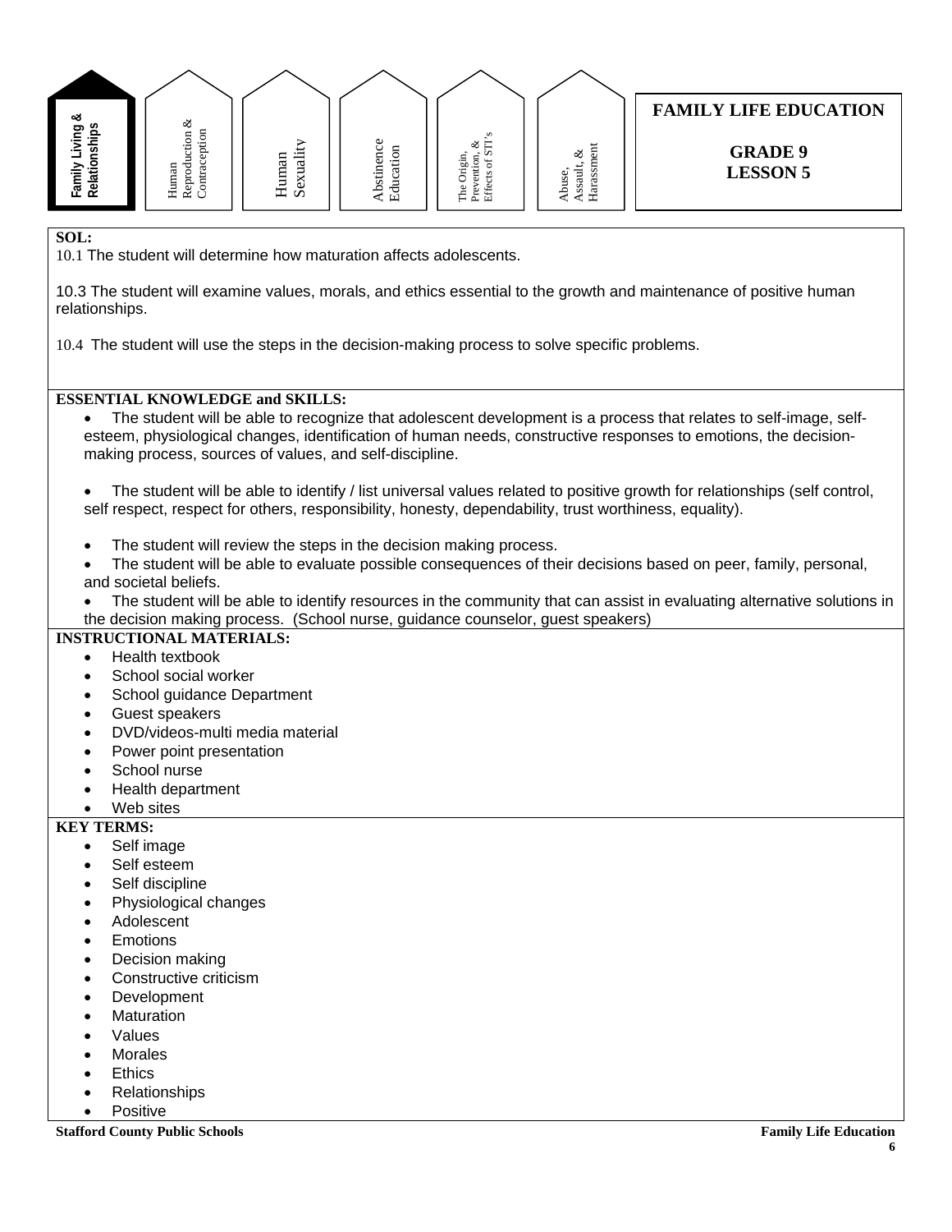Family Living & Relationships | Human Reproduction & Contraception | Human Sexuality | Abstinence Education | The Origin, Prevention, & Effects of STI's | Abuse, Assault, & Harassment

# FAMILY LIFE EDUCATION

## GRADE 9
## LESSON 5

**SOL:**

10.1 The student will determine how maturation affects adolescents.

10.3 The student will examine values, morals, and ethics essential to the growth and maintenance of positive human relationships.

10.4 The student will use the steps in the decision-making process to solve specific problems.

**ESSENTIAL KNOWLEDGE and SKILLS:**

- The student will be able to recognize that adolescent development is a process that relates to self-image, self-esteem, physiological changes, identification of human needs, constructive responses to emotions, the decision-making process, sources of values, and self-discipline.

- The student will be able to identify / list universal values related to positive growth for relationships (self control, self respect, respect for others, responsibility, honesty, dependability, trust worthiness, equality).

- The student will review the steps in the decision making process.
- The student will be able to evaluate possible consequences of their decisions based on peer, family, personal, and societal beliefs.
- The student will be able to identify resources in the community that can assist in evaluating alternative solutions in the decision making process. (School nurse, guidance counselor, guest speakers)

**INSTRUCTIONAL MATERIALS:**

- Health textbook
- School social worker
- School guidance Department
- Guest speakers
- DVD/videos-multi media material
- Power point presentation
- School nurse
- Health department
- Web sites

**KEY TERMS:**

- Self image
- Self esteem
- Self discipline
- Physiological changes
- Adolescent
- Emotions
- Decision making
- Constructive criticism
- Development
- Maturation
- Values
- Morales
- Ethics
- Relationships
- Positive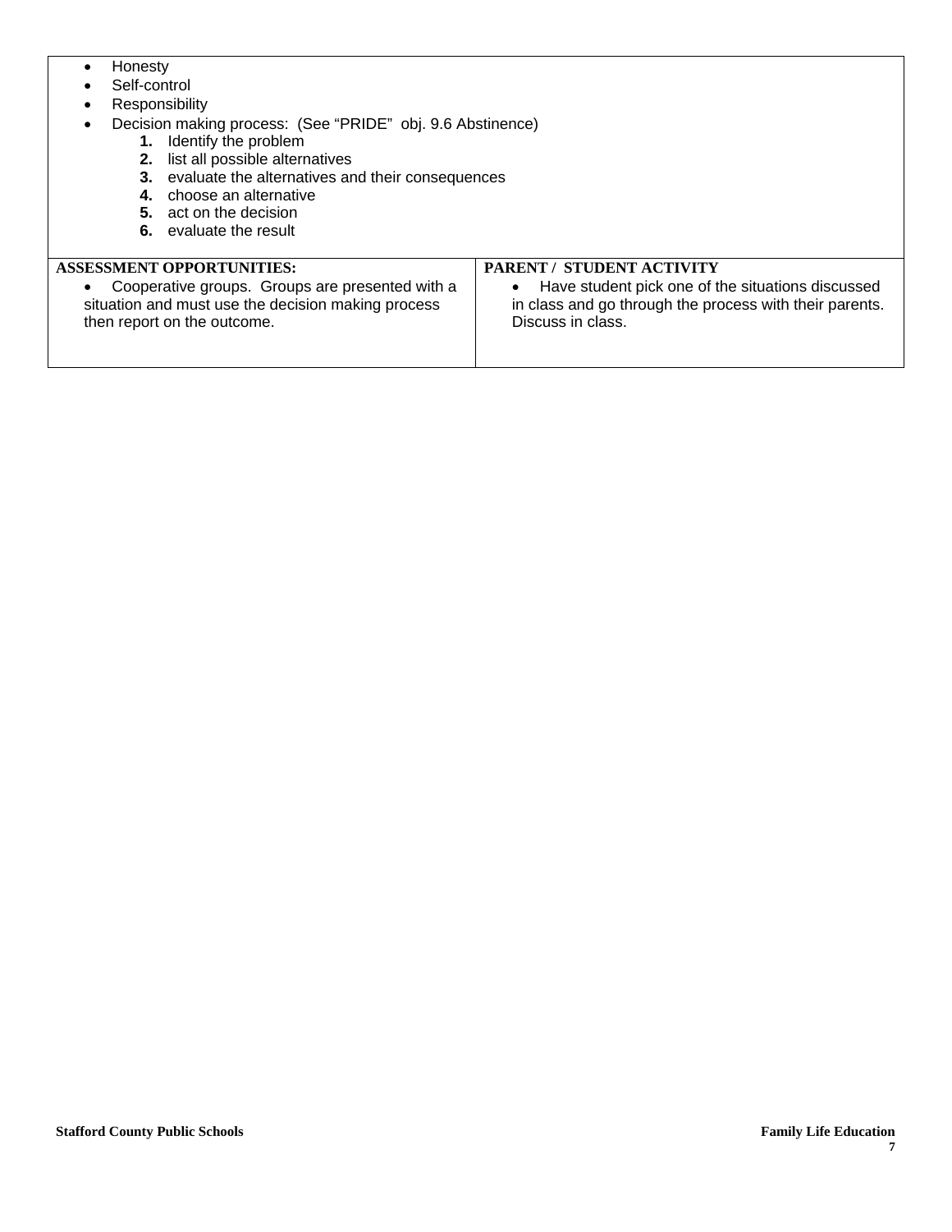- Honesty
- Self-control
- Responsibility
- Decision making process: (See "PRIDE" obj. 9.6 Abstinence)
  1. Identify the problem
  2. list all possible alternatives
  3. evaluate the alternatives and their consequences
  4. choose an alternative
  5. act on the decision
  6. evaluate the result

| ASSESSMENT OPPORTUNITIES: | PARENT / STUDENT ACTIVITY |
| --- | --- |
| • Cooperative groups. Groups are presented with a situation and must use the decision making process then report on the outcome. | • Have student pick one of the situations discussed in class and go through the process with their parents. Discuss in class. |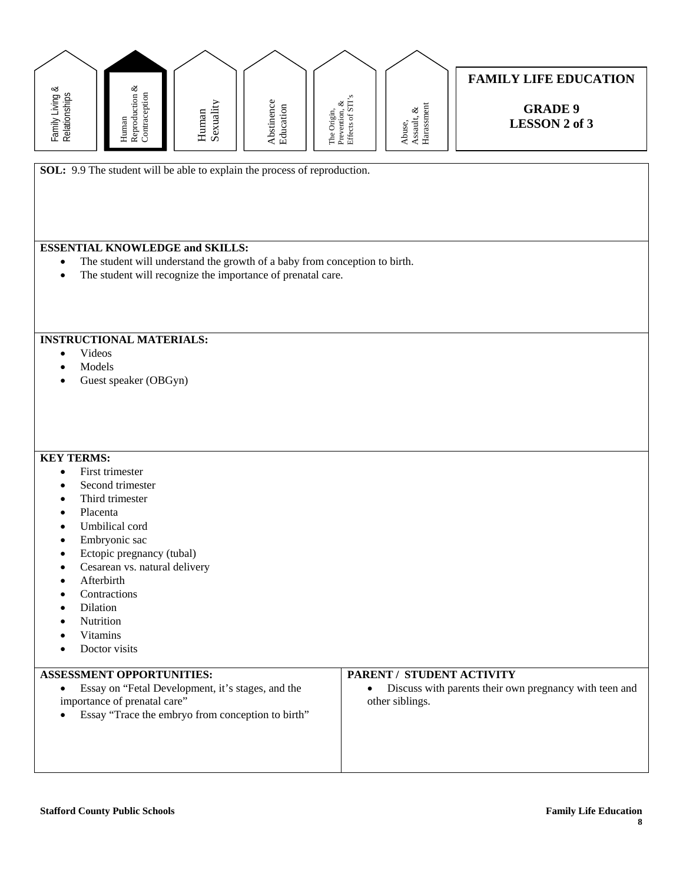Family Living & Relationships | **Human Reproduction & Contraception** | Human Sexuality | Abstinence Education | The Origin, Prevention, & Effects of STI's | Abuse, Assault, & Harassment

# FAMILY LIFE EDUCATION

## GRADE 9
## LESSON 2 of 3

**SOL:** 9.9 The student will be able to explain the process of reproduction.

**ESSENTIAL KNOWLEDGE and SKILLS:**

- The student will understand the growth of a baby from conception to birth.
- The student will recognize the importance of prenatal care.

**INSTRUCTIONAL MATERIALS:**

- Videos
- Models
- Guest speaker (OBGyn)

**KEY TERMS:**

- First trimester
- Second trimester
- Third trimester
- Placenta
- Umbilical cord
- Embryonic sac
- Ectopic pregnancy (tubal)
- Cesarean vs. natural delivery
- Afterbirth
- Contractions
- Dilation
- Nutrition
- Vitamins
- Doctor visits

**ASSESSMENT OPPORTUNITIES:**

- Essay on "Fetal Development, it's stages, and the importance of prenatal care"
- Essay "Trace the embryo from conception to birth"

**PARENT / STUDENT ACTIVITY**

- Discuss with parents their own pregnancy with teen and other siblings.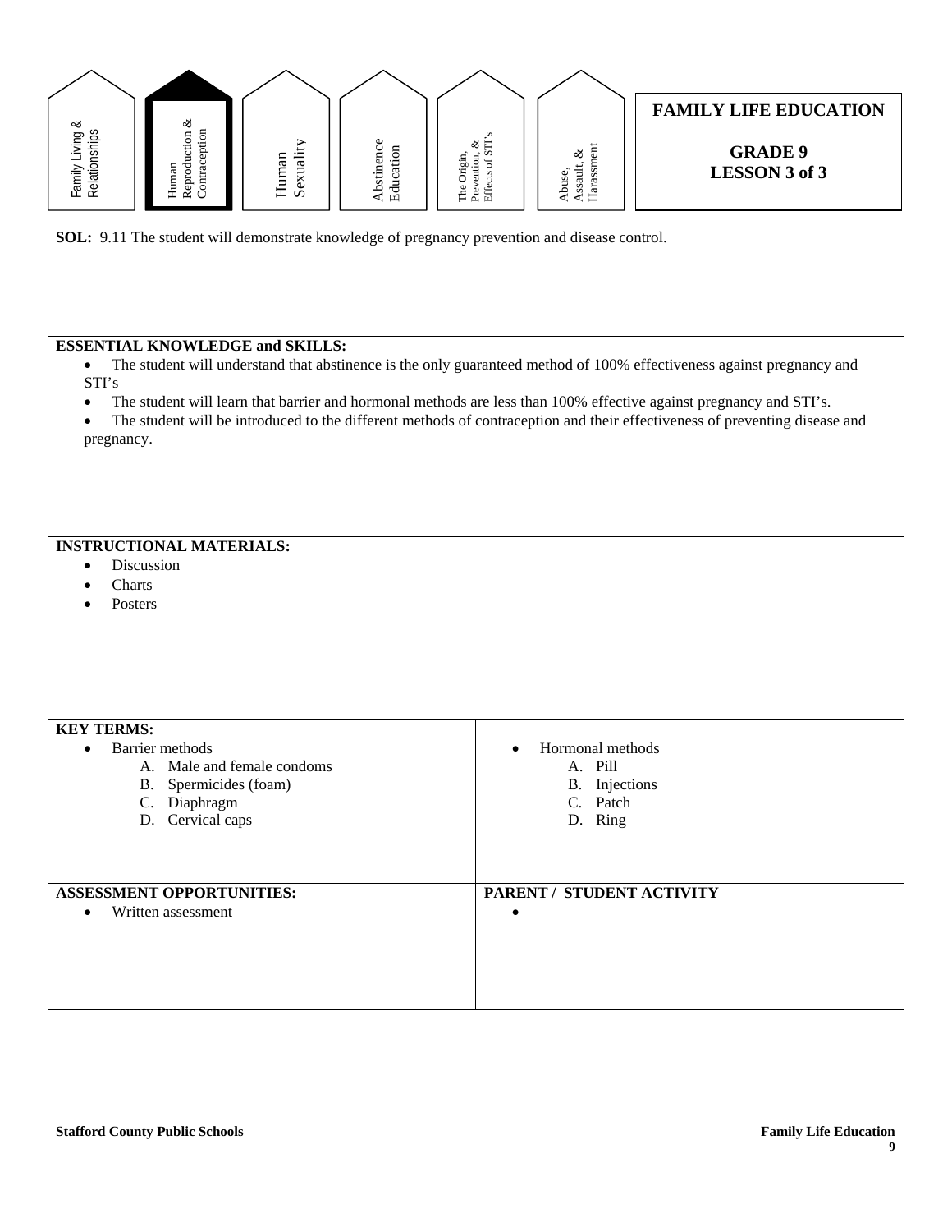Family Living & Relationships | **Human Reproduction & Contraception** | Human Sexuality | Abstinence Education | The Origin, Prevention, & Effects of STI's | Abuse, Assault, & Harassment

# FAMILY LIFE EDUCATION

## GRADE 9
## LESSON 3 of 3

**SOL:** 9.11 The student will demonstrate knowledge of pregnancy prevention and disease control.

**ESSENTIAL KNOWLEDGE and SKILLS:**

- The student will understand that abstinence is the only guaranteed method of 100% effectiveness against pregnancy and STI's
- The student will learn that barrier and hormonal methods are less than 100% effective against pregnancy and STI's.
- The student will be introduced to the different methods of contraception and their effectiveness of preventing disease and pregnancy.

**INSTRUCTIONAL MATERIALS:**

- Discussion
- Charts
- Posters

**KEY TERMS:**

- Barrier methods
  - A. Male and female condoms
  - B. Spermicides (foam)
  - C. Diaphragm
  - D. Cervical caps
- Hormonal methods
  - A. Pill
  - B. Injections
  - C. Patch
  - D. Ring

**ASSESSMENT OPPORTUNITIES:**

- Written assessment

**PARENT / STUDENT ACTIVITY**

-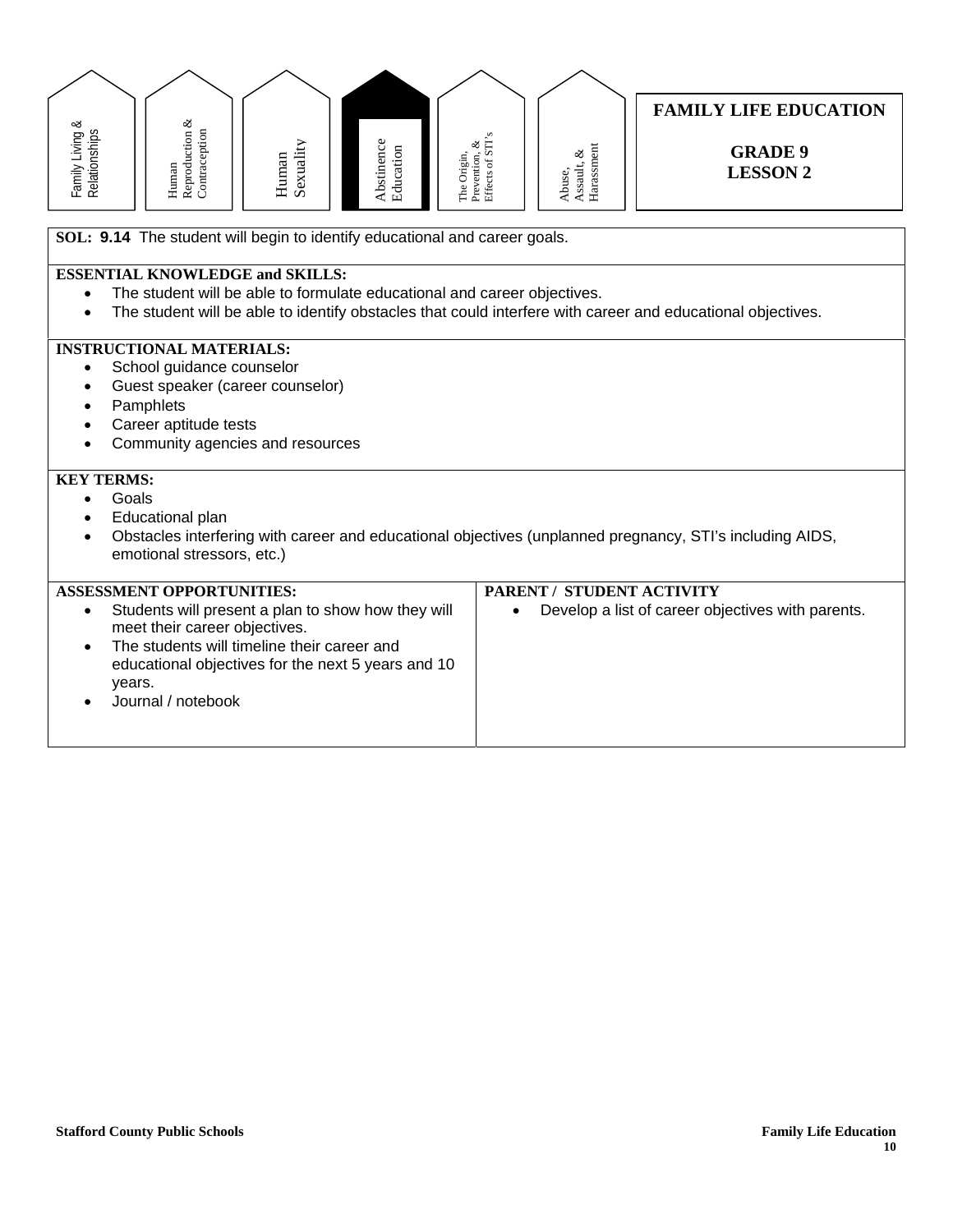Family Living & Relationships | Human Reproduction & Contraception | Human Sexuality | **Abstinence Education** | The Origin, Prevention, & Effects of STI's | Abuse, Assault, & Harassment

# FAMILY LIFE EDUCATION

## GRADE 9
## LESSON 2

**SOL: 9.14** The student will begin to identify educational and career goals.

**ESSENTIAL KNOWLEDGE and SKILLS:**

- The student will be able to formulate educational and career objectives.
- The student will be able to identify obstacles that could interfere with career and educational objectives.

**INSTRUCTIONAL MATERIALS:**

- School guidance counselor
- Guest speaker (career counselor)
- Pamphlets
- Career aptitude tests
- Community agencies and resources

**KEY TERMS:**

- Goals
- Educational plan
- Obstacles interfering with career and educational objectives (unplanned pregnancy, STI's including AIDS, emotional stressors, etc.)

| ASSESSMENT OPPORTUNITIES: | PARENT / STUDENT ACTIVITY |
|---|---|
| • Students will present a plan to show how they will meet their career objectives.<br>• The students will timeline their career and educational objectives for the next 5 years and 10 years.<br>• Journal / notebook | • Develop a list of career objectives with parents. |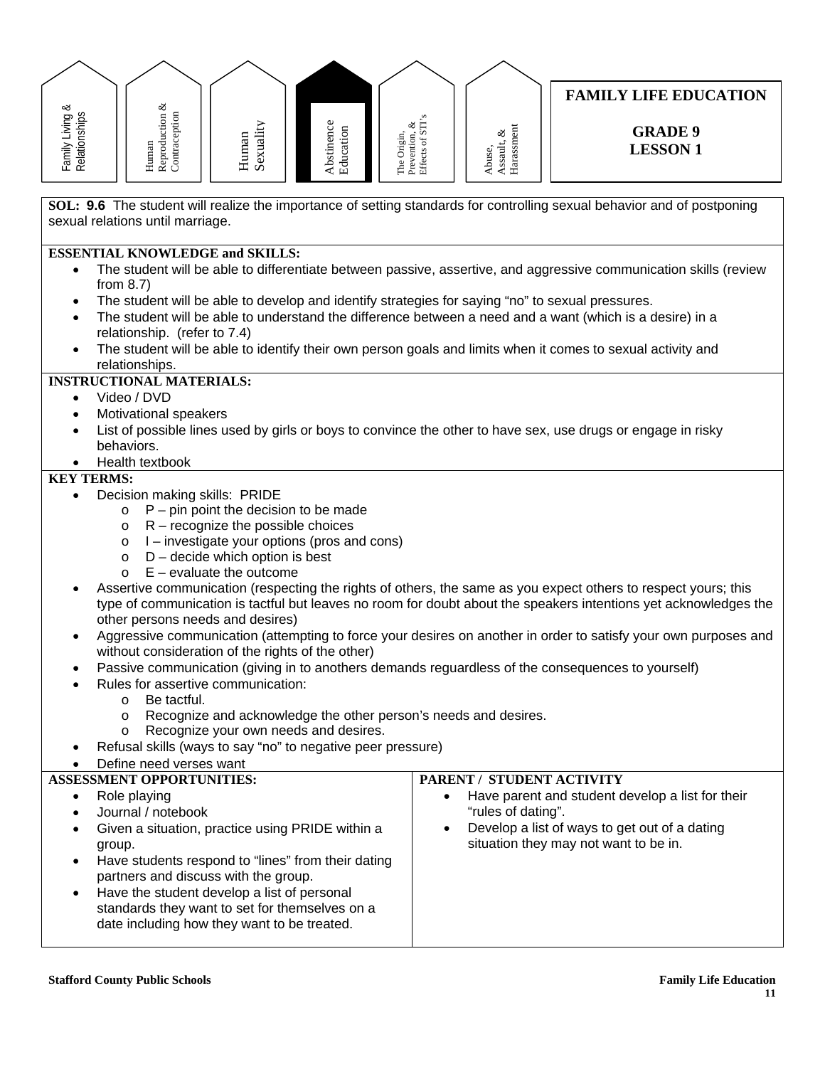Family Living & Relationships | Human Reproduction & Contraception | Human Sexuality | **Abstinence Education** | The Origin, Prevention, & Effects of STI's | Abuse, Assault, & Harassment

# FAMILY LIFE EDUCATION

## GRADE 9
## LESSON 1

**SOL: 9.6** The student will realize the importance of setting standards for controlling sexual behavior and of postponing sexual relations until marriage.

**ESSENTIAL KNOWLEDGE and SKILLS:**

- The student will be able to differentiate between passive, assertive, and aggressive communication skills (review from 8.7)
- The student will be able to develop and identify strategies for saying "no" to sexual pressures.
- The student will be able to understand the difference between a need and a want (which is a desire) in a relationship. (refer to 7.4)
- The student will be able to identify their own person goals and limits when it comes to sexual activity and relationships.

**INSTRUCTIONAL MATERIALS:**

- Video / DVD
- Motivational speakers
- List of possible lines used by girls or boys to convince the other to have sex, use drugs or engage in risky behaviors.
- Health textbook

**KEY TERMS:**

- Decision making skills: PRIDE
  - P – pin point the decision to be made
  - R – recognize the possible choices
  - I – investigate your options (pros and cons)
  - D – decide which option is best
  - E – evaluate the outcome
- Assertive communication (respecting the rights of others, the same as you expect others to respect yours; this type of communication is tactful but leaves no room for doubt about the speakers intentions yet acknowledges the other persons needs and desires)
- Aggressive communication (attempting to force your desires on another in order to satisfy your own purposes and without consideration of the rights of the other)
- Passive communication (giving in to anothers demands reguardless of the consequences to yourself)
- Rules for assertive communication:
  - Be tactful.
  - Recognize and acknowledge the other person's needs and desires.
  - Recognize your own needs and desires.
- Refusal skills (ways to say "no" to negative peer pressure)
- Define need verses want

**ASSESSMENT OPPORTUNITIES:**

- Role playing
- Journal / notebook
- Given a situation, practice using PRIDE within a group.
- Have students respond to "lines" from their dating partners and discuss with the group.
- Have the student develop a list of personal standards they want to set for themselves on a date including how they want to be treated.

**PARENT / STUDENT ACTIVITY**

- Have parent and student develop a list for their "rules of dating".
- Develop a list of ways to get out of a dating situation they may not want to be in.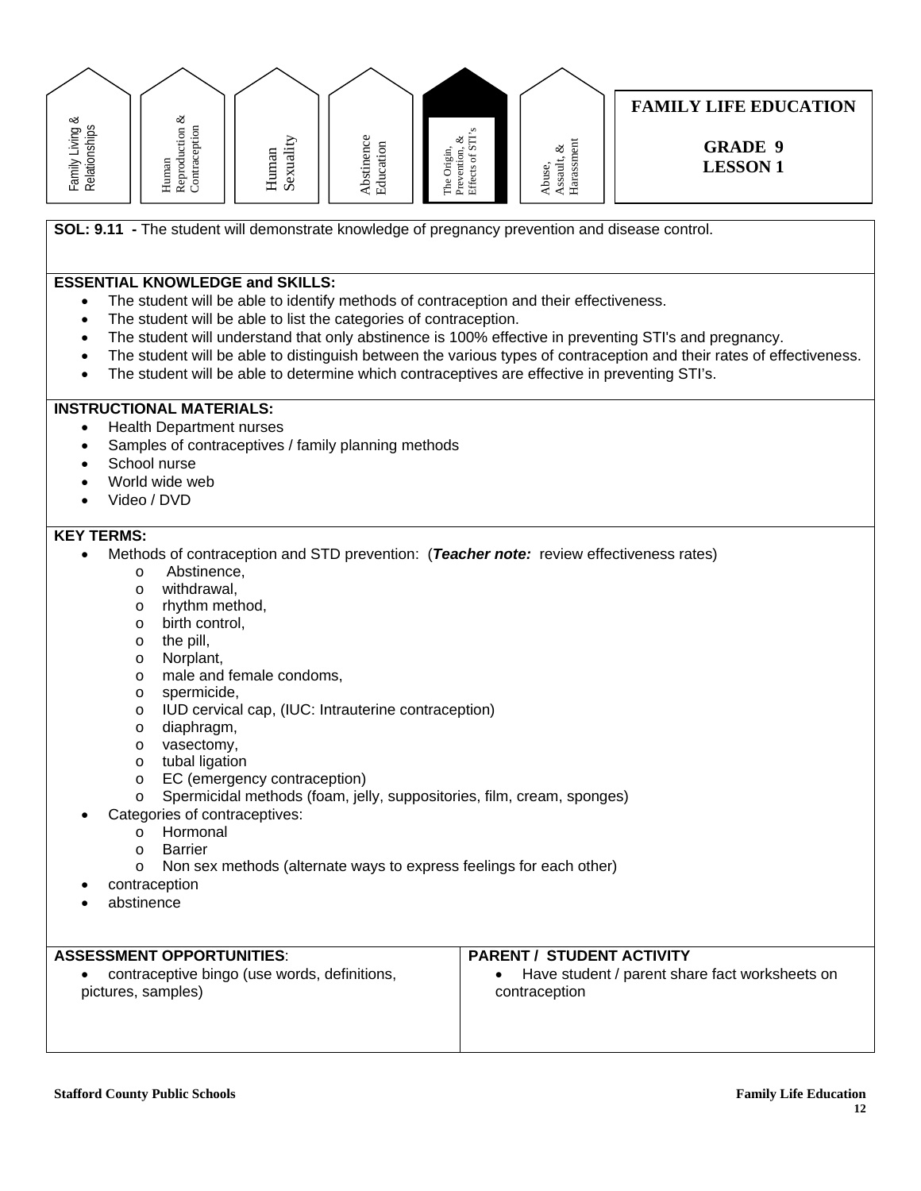Family Living & Relationships | Human Reproduction & Contraception | Human Sexuality | Abstinence Education | **The Origin, Prevention, & Effects of STI's** | Abuse, Assault, & Harassment

# FAMILY LIFE EDUCATION

## GRADE 9
## LESSON 1

**SOL: 9.11 -** The student will demonstrate knowledge of pregnancy prevention and disease control.

**ESSENTIAL KNOWLEDGE and SKILLS:**

- The student will be able to identify methods of contraception and their effectiveness.
- The student will be able to list the categories of contraception.
- The student will understand that only abstinence is 100% effective in preventing STI's and pregnancy.
- The student will be able to distinguish between the various types of contraception and their rates of effectiveness.
- The student will be able to determine which contraceptives are effective in preventing STI's.

**INSTRUCTIONAL MATERIALS:**

- Health Department nurses
- Samples of contraceptives / family planning methods
- School nurse
- World wide web
- Video / DVD

**KEY TERMS:**

- Methods of contraception and STD prevention: (***Teacher note:*** review effectiveness rates)
  - Abstinence,
  - withdrawal,
  - rhythm method,
  - birth control,
  - the pill,
  - Norplant,
  - male and female condoms,
  - spermicide,
  - IUD cervical cap, (IUC: Intrauterine contraception)
  - diaphragm,
  - vasectomy,
  - tubal ligation
  - EC (emergency contraception)
  - Spermicidal methods (foam, jelly, suppositories, film, cream, sponges)
- Categories of contraceptives:
  - Hormonal
  - Barrier
  - Non sex methods (alternate ways to express feelings for each other)
- contraception
- abstinence

| **ASSESSMENT OPPORTUNITIES**: | **PARENT / STUDENT ACTIVITY** |
|---|---|
| • contraceptive bingo (use words, definitions, pictures, samples) | • Have student / parent share fact worksheets on contraception |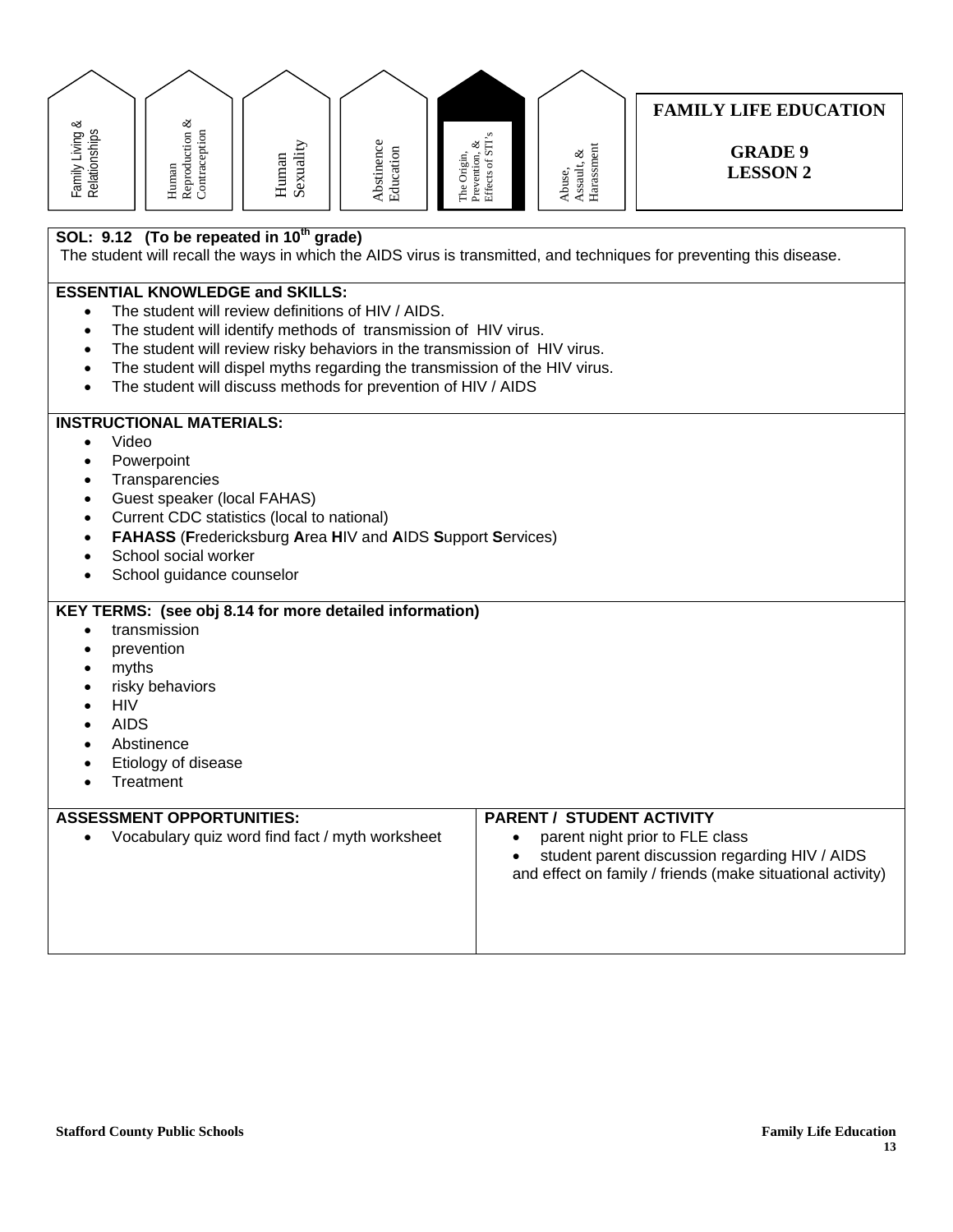Family Living & Relationships | Human Reproduction & Contraception | Human Sexuality | Abstinence Education | **The Origin, Prevention, & Effects of STI's** | Abuse, Assault, & Harassment

# FAMILY LIFE EDUCATION

## GRADE 9
## LESSON 2

**SOL: 9.12 (To be repeated in 10th grade)**

The student will recall the ways in which the AIDS virus is transmitted, and techniques for preventing this disease.

**ESSENTIAL KNOWLEDGE and SKILLS:**

- The student will review definitions of HIV / AIDS.
- The student will identify methods of transmission of HIV virus.
- The student will review risky behaviors in the transmission of HIV virus.
- The student will dispel myths regarding the transmission of the HIV virus.
- The student will discuss methods for prevention of HIV / AIDS

**INSTRUCTIONAL MATERIALS:**

- Video
- Powerpoint
- Transparencies
- Guest speaker (local FAHAS)
- Current CDC statistics (local to national)
- **FAHASS** (**F**redericksburg **A**rea **H**IV and **A**IDS **S**upport **S**ervices)
- School social worker
- School guidance counselor

**KEY TERMS: (see obj 8.14 for more detailed information)**

- transmission
- prevention
- myths
- risky behaviors
- HIV
- AIDS
- Abstinence
- Etiology of disease
- Treatment

| ASSESSMENT OPPORTUNITIES: | PARENT / STUDENT ACTIVITY |
|---|---|
| • Vocabulary quiz word find fact / myth worksheet | • parent night prior to FLE class<br>• student parent discussion regarding HIV / AIDS and effect on family / friends (make situational activity) |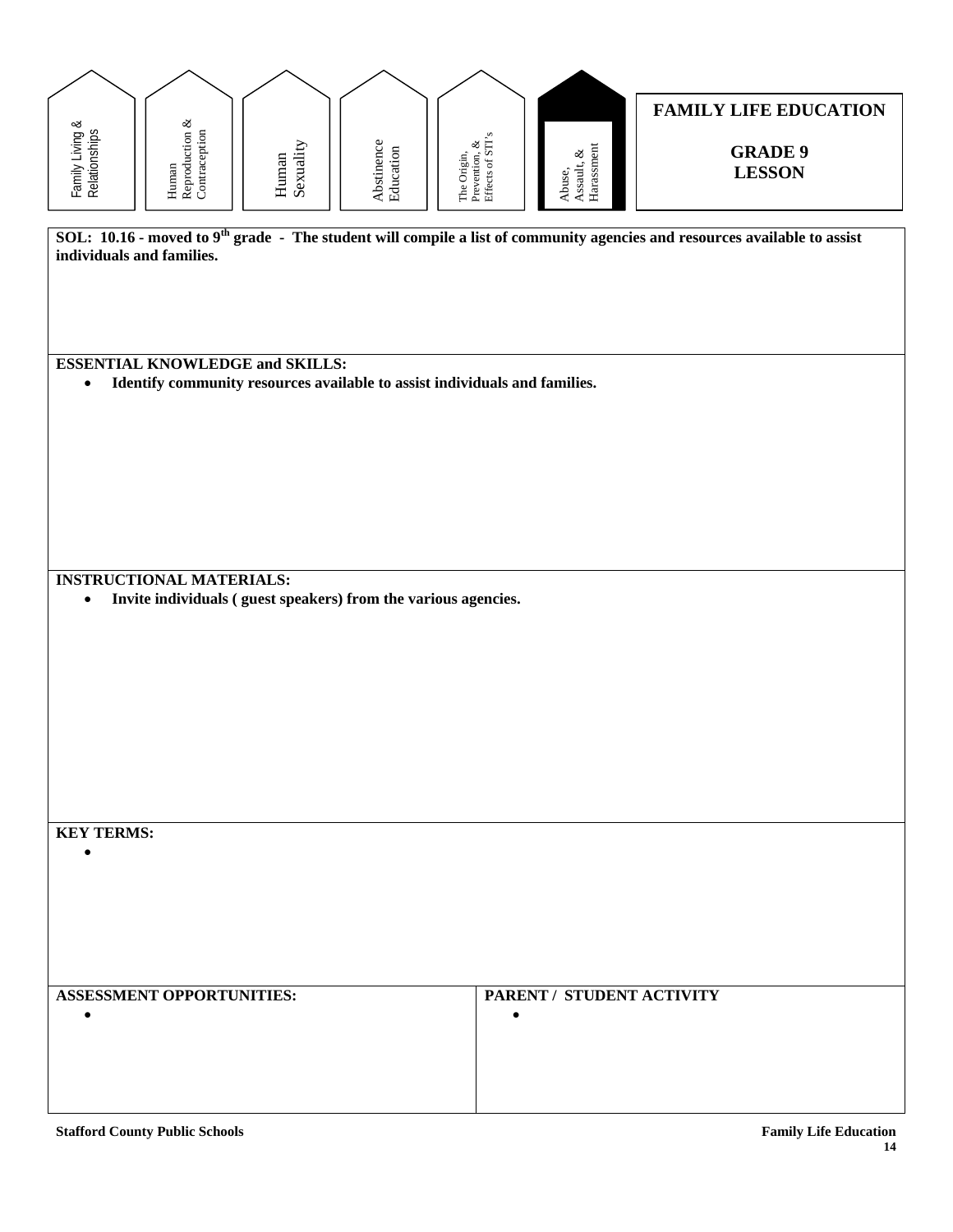Family Living & Relationships | Human Reproduction & Contraception | Human Sexuality | Abstinence Education | The Origin, Prevention, & Effects of STI's | **Abuse, Assault, & Harassment**

# FAMILY LIFE EDUCATION

## GRADE 9 LESSON

**SOL: 10.16 - moved to 9th grade - The student will compile a list of community agencies and resources available to assist individuals and families.**

**ESSENTIAL KNOWLEDGE and SKILLS:**

- **Identify community resources available to assist individuals and families.**

**INSTRUCTIONAL MATERIALS:**

- **Invite individuals ( guest speakers) from the various agencies.**

**KEY TERMS:**

- 

**ASSESSMENT OPPORTUNITIES:**

- 

**PARENT / STUDENT ACTIVITY**

-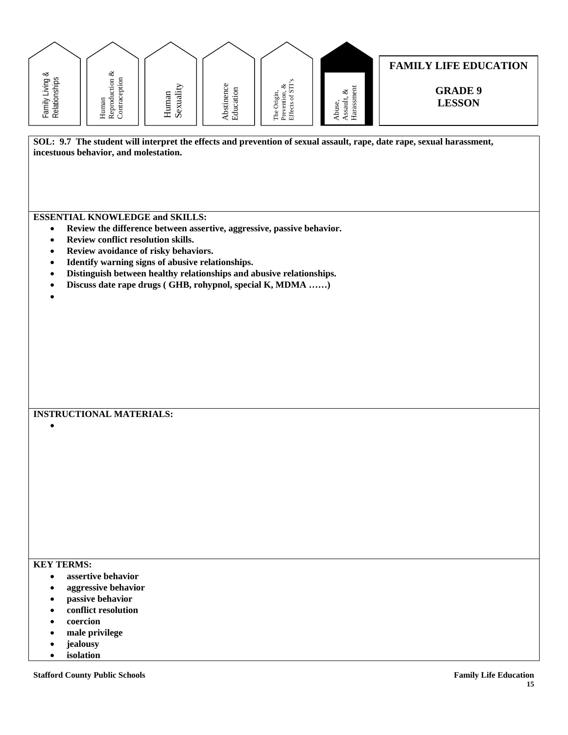Family Living & Relationships | Human Reproduction & Contraception | Human Sexuality | Abstinence Education | The Origin, Prevention, & Effects of STI's | **Abuse, Assault, & Harassment**

# FAMILY LIFE EDUCATION

## GRADE 9 LESSON

**SOL: 9.7 The student will interpret the effects and prevention of sexual assault, rape, date rape, sexual harassment, incestuous behavior, and molestation.**

**ESSENTIAL KNOWLEDGE and SKILLS:**

- **Review the difference between assertive, aggressive, passive behavior.**
- **Review conflict resolution skills.**
- **Review avoidance of risky behaviors.**
- **Identify warning signs of abusive relationships.**
- **Distinguish between healthy relationships and abusive relationships.**
- **Discuss date rape drugs ( GHB, rohypnol, special K, MDMA ……)**
- 

**INSTRUCTIONAL MATERIALS:**

- 

**KEY TERMS:**

- **assertive behavior**
- **aggressive behavior**
- **passive behavior**
- **conflict resolution**
- **coercion**
- **male privilege**
- **jealousy**
- **isolation**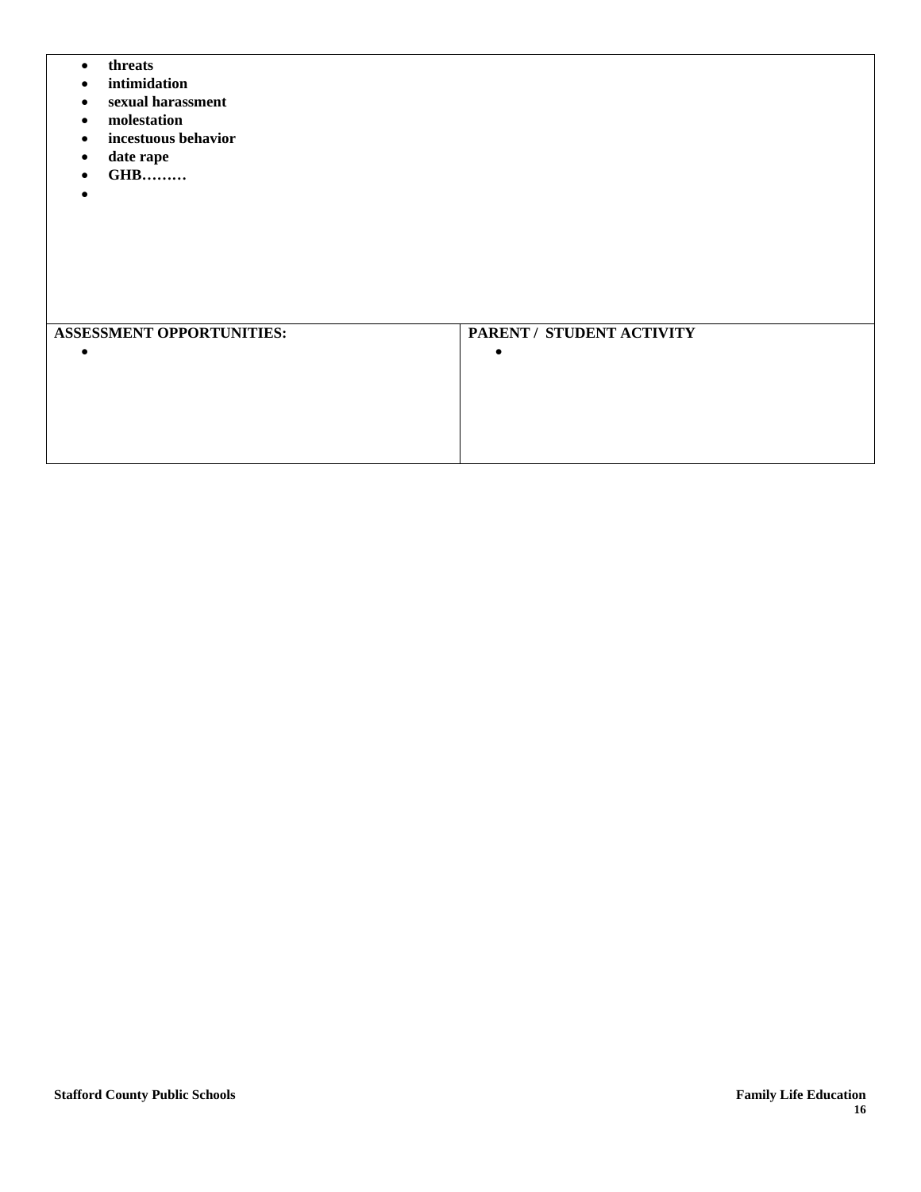- **threats**
- **intimidation**
- **sexual harassment**
- **molestation**
- **incestuous behavior**
- **date rape**
- **GHB………**
- 

| ASSESSMENT OPPORTUNITIES: | PARENT / STUDENT ACTIVITY |
| --- | --- |
| • | • |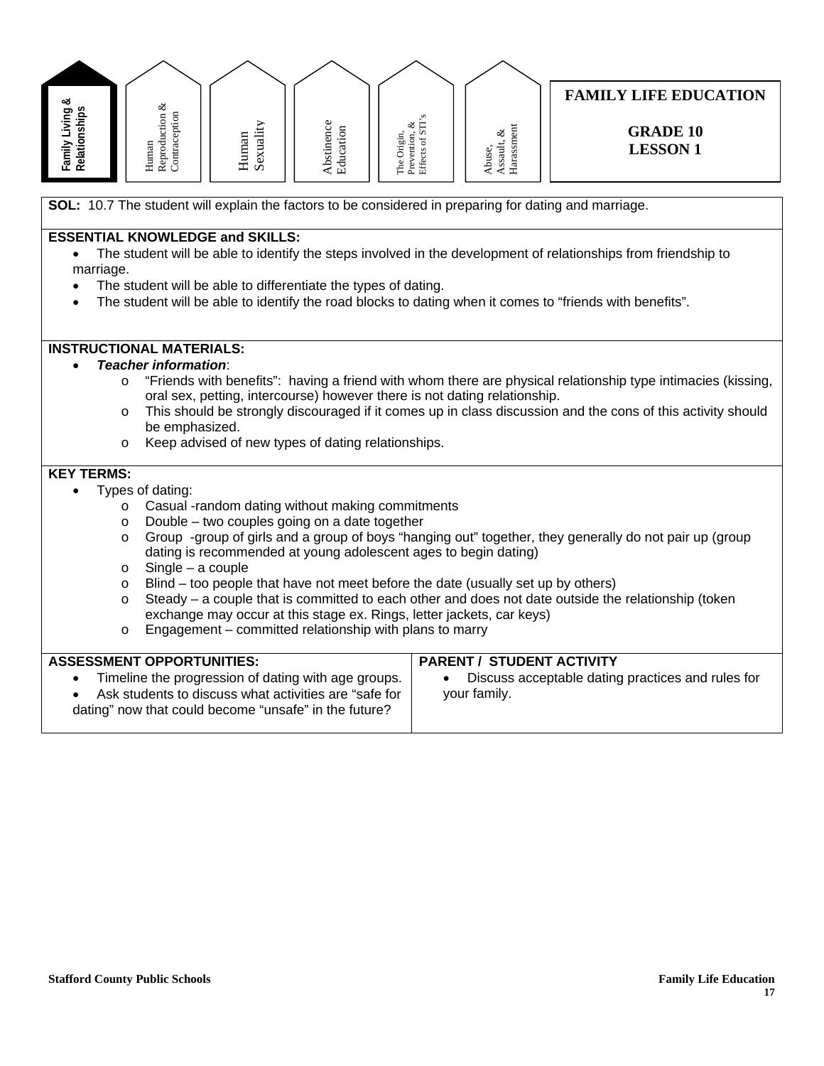Family Living & Relationships | Human Reproduction & Contraception | Human Sexuality | Abstinence Education | The Origin, Prevention, & Effects of STI's | Abuse, Assault, & Harassment

# FAMILY LIFE EDUCATION

## GRADE 10
## LESSON 1

**SOL:** 10.7 The student will explain the factors to be considered in preparing for dating and marriage.

**ESSENTIAL KNOWLEDGE and SKILLS:**

- The student will be able to identify the steps involved in the development of relationships from friendship to marriage.
- The student will be able to differentiate the types of dating.
- The student will be able to identify the road blocks to dating when it comes to "friends with benefits".

**INSTRUCTIONAL MATERIALS:**

- ***Teacher information***:
  - "Friends with benefits": having a friend with whom there are physical relationship type intimacies (kissing, oral sex, petting, intercourse) however there is not dating relationship.
  - This should be strongly discouraged if it comes up in class discussion and the cons of this activity should be emphasized.
  - Keep advised of new types of dating relationships.

**KEY TERMS:**

- Types of dating:
  - Casual -random dating without making commitments
  - Double – two couples going on a date together
  - Group -group of girls and a group of boys "hanging out" together, they generally do not pair up (group dating is recommended at young adolescent ages to begin dating)
  - Single – a couple
  - Blind – too people that have not meet before the date (usually set up by others)
  - Steady – a couple that is committed to each other and does not date outside the relationship (token exchange may occur at this stage ex. Rings, letter jackets, car keys)
  - Engagement – committed relationship with plans to marry

| ASSESSMENT OPPORTUNITIES: | PARENT / STUDENT ACTIVITY |
|---|---|
| • Timeline the progression of dating with age groups.<br>• Ask students to discuss what activities are "safe for dating" now that could become "unsafe" in the future? | • Discuss acceptable dating practices and rules for your family. |

Stafford County Public Schools | Family Life Education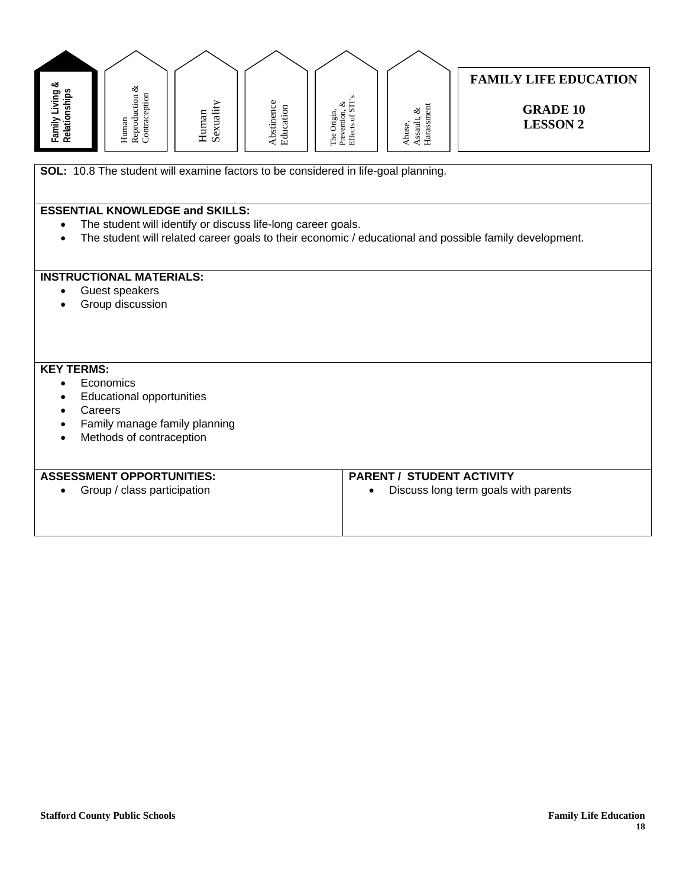Family Living & Relationships | Human Reproduction & Contraception | Human Sexuality | Abstinence Education | The Origin, Prevention, & Effects of STI's | Abuse, Assault, & Harassment

# FAMILY LIFE EDUCATION

## GRADE 10
## LESSON 2

**SOL:** 10.8 The student will examine factors to be considered in life-goal planning.

**ESSENTIAL KNOWLEDGE and SKILLS:**

- The student will identify or discuss life-long career goals.
- The student will related career goals to their economic / educational and possible family development.

**INSTRUCTIONAL MATERIALS:**

- Guest speakers
- Group discussion

**KEY TERMS:**

- Economics
- Educational opportunities
- Careers
- Family manage family planning
- Methods of contraception

| ASSESSMENT OPPORTUNITIES: | PARENT / STUDENT ACTIVITY |
|---|---|
| • Group / class participation | • Discuss long term goals with parents |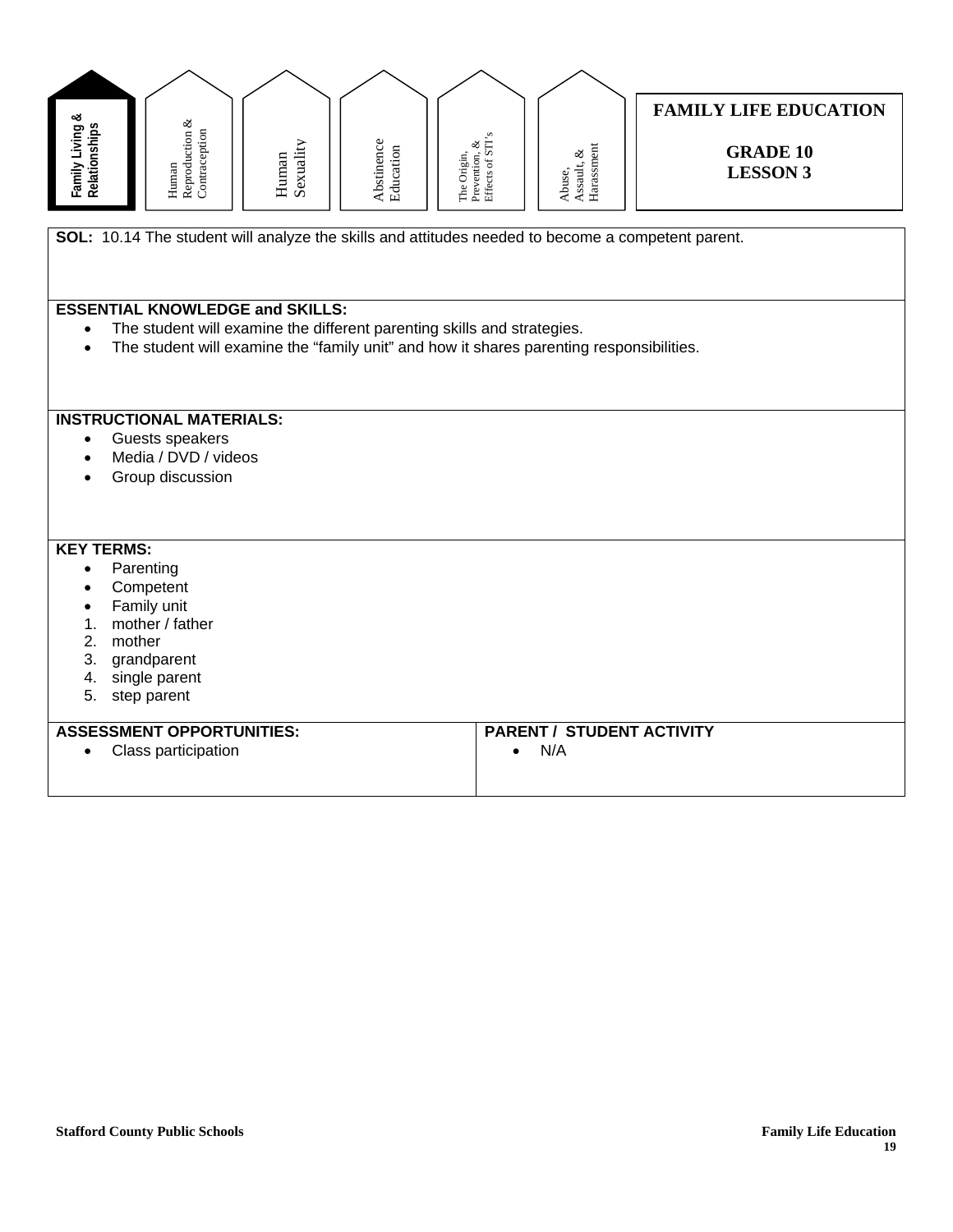Family Living & Relationships | Human Reproduction & Contraception | Human Sexuality | Abstinence Education | The Origin, Prevention, & Effects of STI's | Abuse, Assault, & Harassment

# FAMILY LIFE EDUCATION

## GRADE 10
## LESSON 3

**SOL:** 10.14 The student will analyze the skills and attitudes needed to become a competent parent.

**ESSENTIAL KNOWLEDGE and SKILLS:**

- The student will examine the different parenting skills and strategies.
- The student will examine the "family unit" and how it shares parenting responsibilities.

**INSTRUCTIONAL MATERIALS:**

- Guests speakers
- Media / DVD / videos
- Group discussion

**KEY TERMS:**

- Parenting
- Competent
- Family unit

1. mother / father
2. mother
3. grandparent
4. single parent
5. step parent

| ASSESSMENT OPPORTUNITIES: | PARENT / STUDENT ACTIVITY |
| --- | --- |
| • Class participation | • N/A |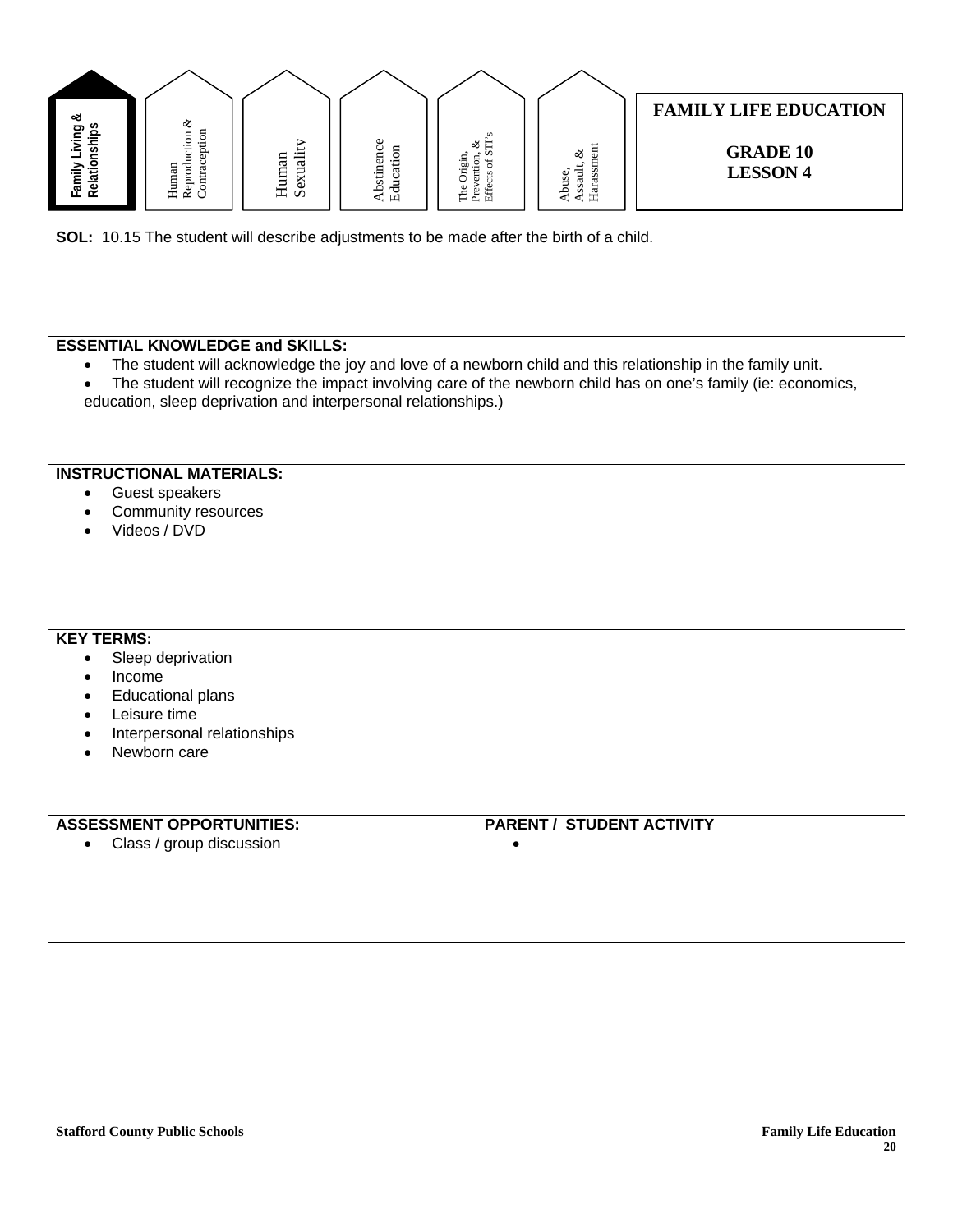Family Living & Relationships | Human Reproduction & Contraception | Human Sexuality | Abstinence Education | The Origin, Prevention, & Effects of STI's | Abuse, Assault, & Harassment

# FAMILY LIFE EDUCATION

## GRADE 10
## LESSON 4

**SOL:** 10.15 The student will describe adjustments to be made after the birth of a child.

**ESSENTIAL KNOWLEDGE and SKILLS:**

- The student will acknowledge the joy and love of a newborn child and this relationship in the family unit.
- The student will recognize the impact involving care of the newborn child has on one's family (ie: economics, education, sleep deprivation and interpersonal relationships.)

**INSTRUCTIONAL MATERIALS:**

- Guest speakers
- Community resources
- Videos / DVD

**KEY TERMS:**

- Sleep deprivation
- Income
- Educational plans
- Leisure time
- Interpersonal relationships
- Newborn care

| ASSESSMENT OPPORTUNITIES: | PARENT / STUDENT ACTIVITY |
|---|---|
| • Class / group discussion | • |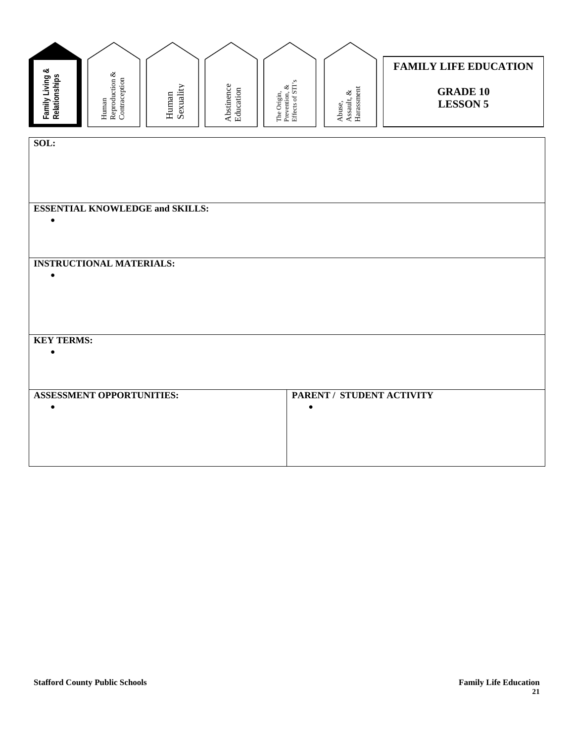Family Living & Relationships | Human Reproduction & Contraception | Human Sexuality | Abstinence Education | The Origin, Prevention, & Effects of STI's | Abuse, Assault, & Harassment

# FAMILY LIFE EDUCATION

## GRADE 10
## LESSON 5

**SOL:**

**ESSENTIAL KNOWLEDGE and SKILLS:**

- 

**INSTRUCTIONAL MATERIALS:**

- 

**KEY TERMS:**

- 

| ASSESSMENT OPPORTUNITIES: | PARENT / STUDENT ACTIVITY |
|---|---|
| • | • |

Stafford County Public Schools

Family Life Education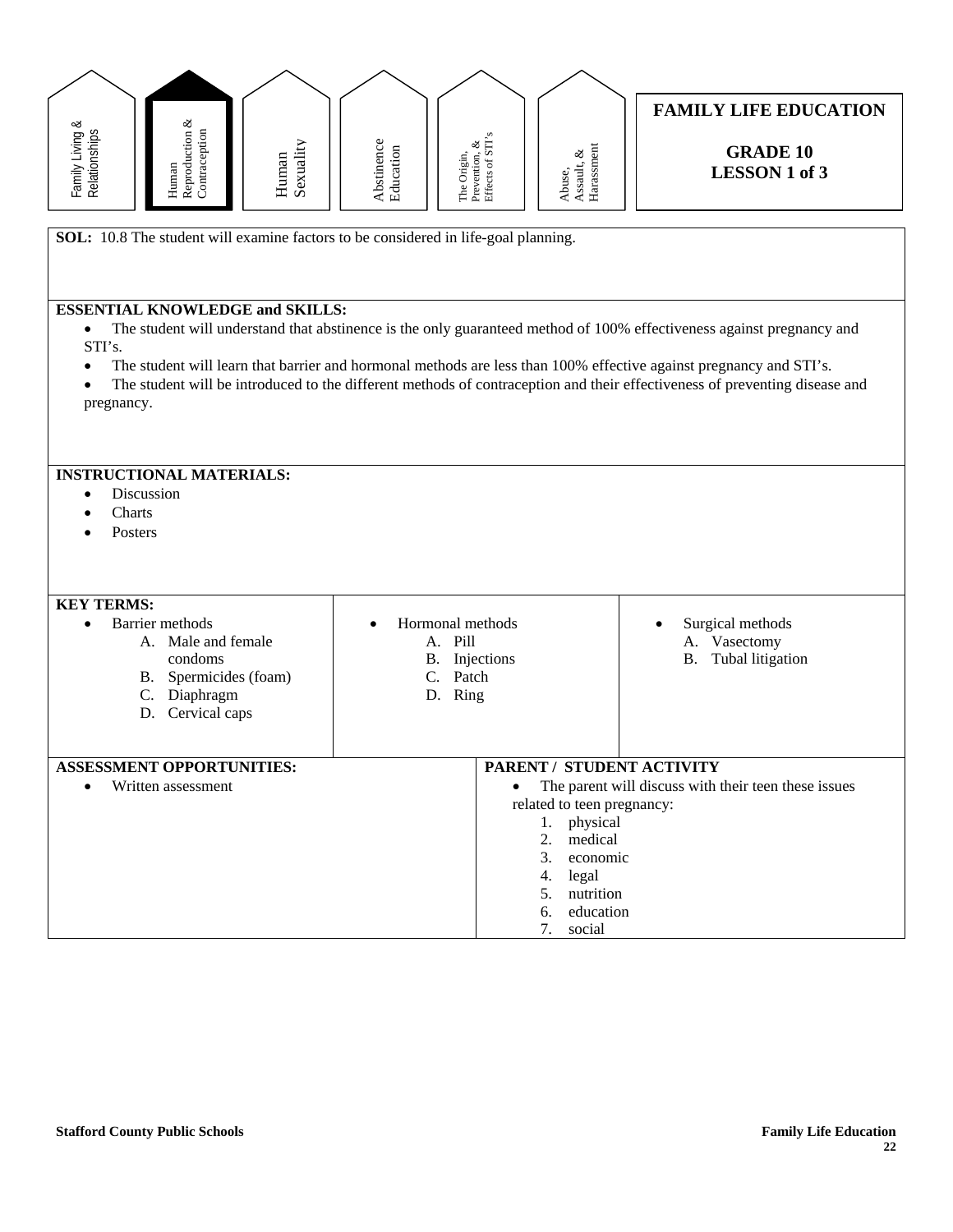Family Living & Relationships | **Human Reproduction & Contraception** | Human Sexuality | Abstinence Education | The Origin, Prevention, & Effects of STI's | Abuse, Assault, & Harassment

## FAMILY LIFE EDUCATION

**GRADE 10**
**LESSON 1 of 3**

**SOL:** 10.8 The student will examine factors to be considered in life-goal planning.

**ESSENTIAL KNOWLEDGE and SKILLS:**

- The student will understand that abstinence is the only guaranteed method of 100% effectiveness against pregnancy and STI's.
- The student will learn that barrier and hormonal methods are less than 100% effective against pregnancy and STI's.
- The student will be introduced to the different methods of contraception and their effectiveness of preventing disease and pregnancy.

**INSTRUCTIONAL MATERIALS:**

- Discussion
- Charts
- Posters

**KEY TERMS:**

- Barrier methods
  - A. Male and female condoms
  - B. Spermicides (foam)
  - C. Diaphragm
  - D. Cervical caps
- Hormonal methods
  - A. Pill
  - B. Injections
  - C. Patch
  - D. Ring
- Surgical methods
  - A. Vasectomy
  - B. Tubal litigation

**ASSESSMENT OPPORTUNITIES:**

- Written assessment

**PARENT / STUDENT ACTIVITY**

- The parent will discuss with their teen these issues related to teen pregnancy:
  1. physical
  2. medical
  3. economic
  4. legal
  5. nutrition
  6. education
  7. social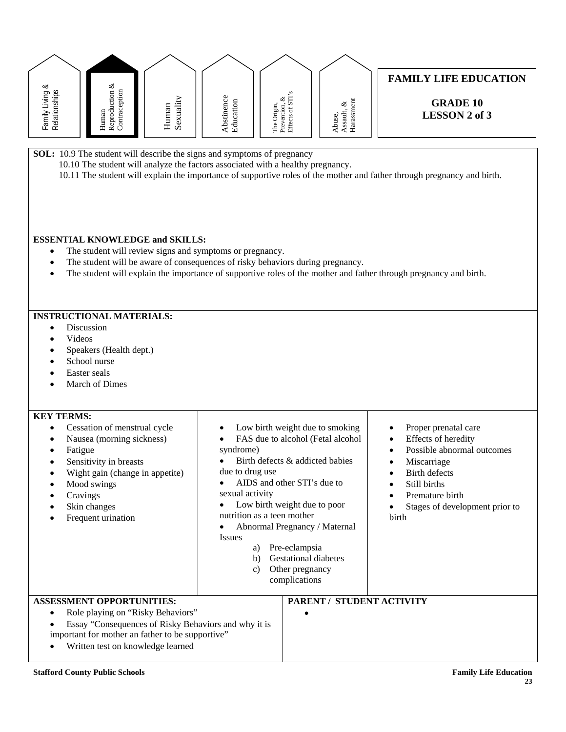Family Living & Relationships | **Human Reproduction & Contraception** | Human Sexuality | Abstinence Education | The Origin, Prevention, & Effects of STI's | Abuse, Assault, & Harassment

# FAMILY LIFE EDUCATION

## GRADE 10
## LESSON 2 of 3

**SOL:** 10.9 The student will describe the signs and symptoms of pregnancy
10.10 The student will analyze the factors associated with a healthy pregnancy.
10.11 The student will explain the importance of supportive roles of the mother and father through pregnancy and birth.

**ESSENTIAL KNOWLEDGE and SKILLS:**

- The student will review signs and symptoms or pregnancy.
- The student will be aware of consequences of risky behaviors during pregnancy.
- The student will explain the importance of supportive roles of the mother and father through pregnancy and birth.

**INSTRUCTIONAL MATERIALS:**

- Discussion
- Videos
- Speakers (Health dept.)
- School nurse
- Easter seals
- March of Dimes

**KEY TERMS:**

- Cessation of menstrual cycle
- Nausea (morning sickness)
- Fatigue
- Sensitivity in breasts
- Wight gain (change in appetite)
- Mood swings
- Cravings
- Skin changes
- Frequent urination

- Low birth weight due to smoking
- FAS due to alcohol (Fetal alcohol syndrome)
- Birth defects & addicted babies due to drug use
- AIDS and other STI's due to sexual activity
- Low birth weight due to poor nutrition as a teen mother
- Abnormal Pregnancy / Maternal Issues
  a) Pre-eclampsia
  b) Gestational diabetes
  c) Other pregnancy complications

- Proper prenatal care
- Effects of heredity
- Possible abnormal outcomes
- Miscarriage
- Birth defects
- Still births
- Premature birth
- Stages of development prior to birth

**ASSESSMENT OPPORTUNITIES:**

- Role playing on "Risky Behaviors"
- Essay "Consequences of Risky Behaviors and why it is important for mother an father to be supportive"
- Written test on knowledge learned

**PARENT / STUDENT ACTIVITY**

- 

**Stafford County Public Schools** **Family Life Education**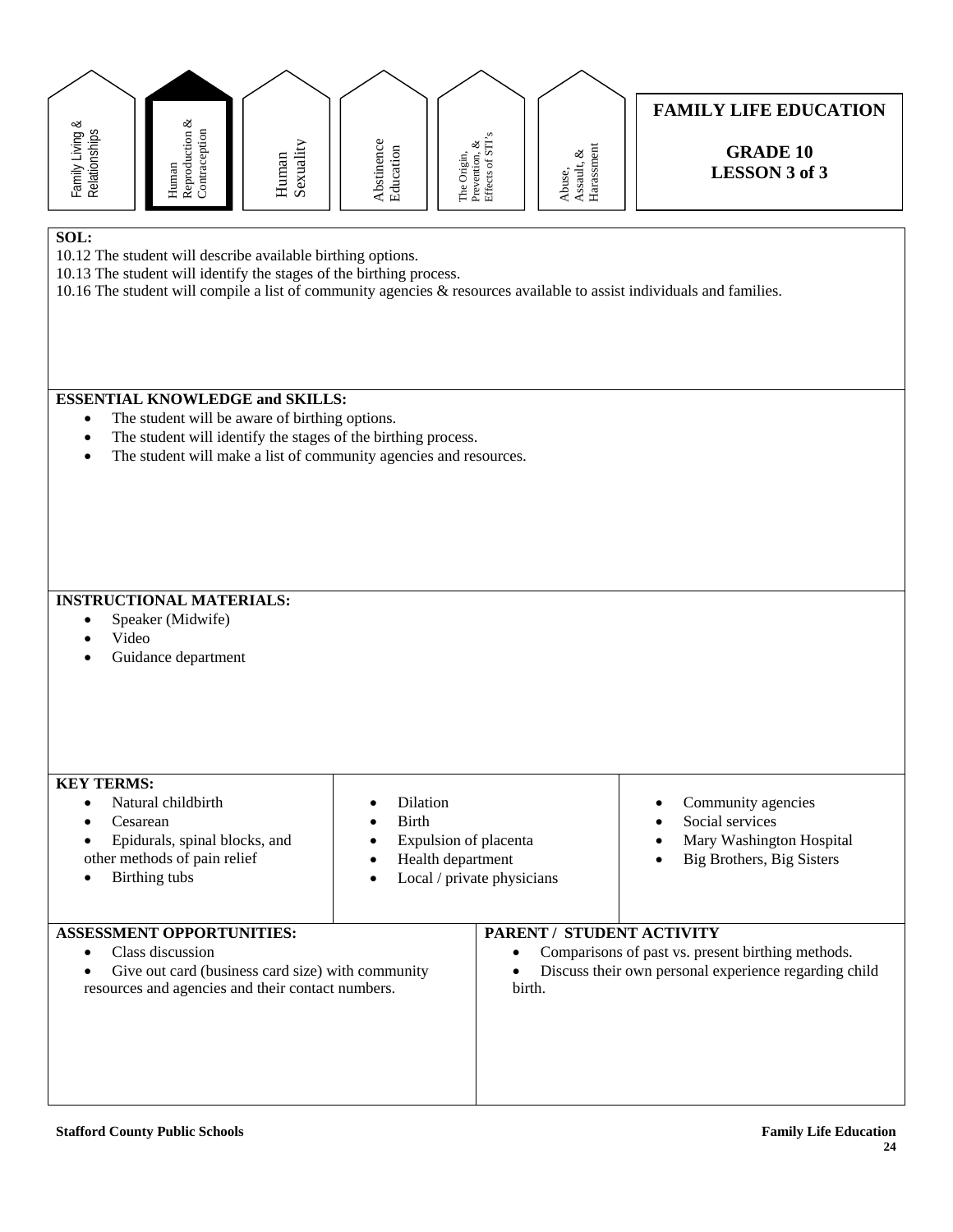Family Living & Relationships | **Human Reproduction & Contraception** | Human Sexuality | Abstinence Education | The Origin, Prevention, & Effects of STI's | Abuse, Assault, & Harassment

# FAMILY LIFE EDUCATION

## GRADE 10
## LESSON 3 of 3

**SOL:**

10.12 The student will describe available birthing options.
10.13 The student will identify the stages of the birthing process.
10.16 The student will compile a list of community agencies & resources available to assist individuals and families.

**ESSENTIAL KNOWLEDGE and SKILLS:**

- The student will be aware of birthing options.
- The student will identify the stages of the birthing process.
- The student will make a list of community agencies and resources.

**INSTRUCTIONAL MATERIALS:**

- Speaker (Midwife)
- Video
- Guidance department

**KEY TERMS:**

- Natural childbirth
- Cesarean
- Epidurals, spinal blocks, and other methods of pain relief
- Birthing tubs
- Dilation
- Birth
- Expulsion of placenta
- Health department
- Local / private physicians
- Community agencies
- Social services
- Mary Washington Hospital
- Big Brothers, Big Sisters

**ASSESSMENT OPPORTUNITIES:**

- Class discussion
- Give out card (business card size) with community resources and agencies and their contact numbers.

**PARENT / STUDENT ACTIVITY**

- Comparisons of past vs. present birthing methods.
- Discuss their own personal experience regarding child birth.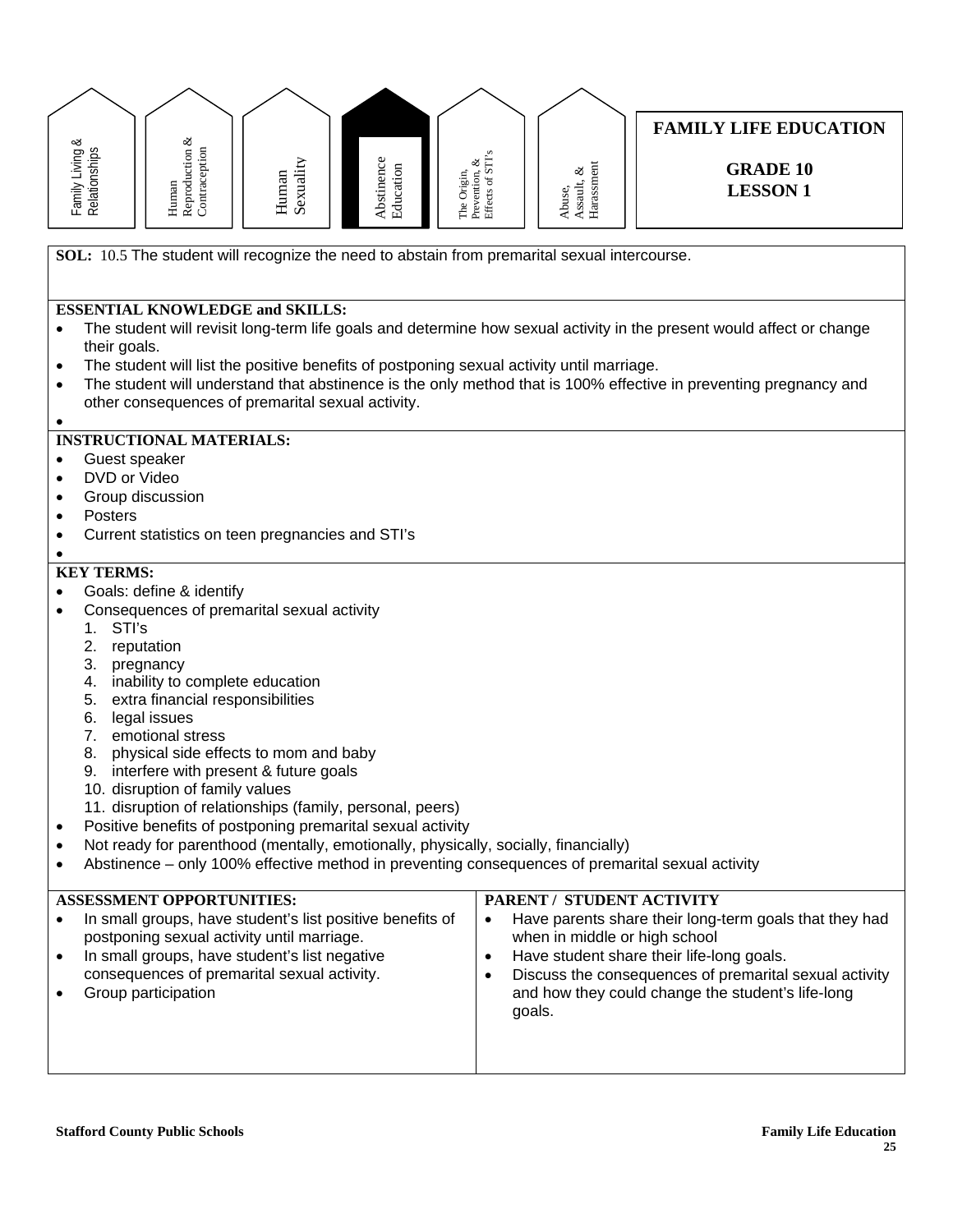Family Living & Relationships | Human Reproduction & Contraception | Human Sexuality | **Abstinence Education** | The Origin, Prevention, & Effects of STI's | Abuse, Assault, & Harassment

# FAMILY LIFE EDUCATION

## GRADE 10
## LESSON 1

**SOL:** 10.5 The student will recognize the need to abstain from premarital sexual intercourse.

**ESSENTIAL KNOWLEDGE and SKILLS:**

- The student will revisit long-term life goals and determine how sexual activity in the present would affect or change their goals.
- The student will list the positive benefits of postponing sexual activity until marriage.
- The student will understand that abstinence is the only method that is 100% effective in preventing pregnancy and other consequences of premarital sexual activity.

**INSTRUCTIONAL MATERIALS:**

- Guest speaker
- DVD or Video
- Group discussion
- Posters
- Current statistics on teen pregnancies and STI's

**KEY TERMS:**

- Goals: define & identify
- Consequences of premarital sexual activity
  1. STI's
  2. reputation
  3. pregnancy
  4. inability to complete education
  5. extra financial responsibilities
  6. legal issues
  7. emotional stress
  8. physical side effects to mom and baby
  9. interfere with present & future goals
  10. disruption of family values
  11. disruption of relationships (family, personal, peers)
- Positive benefits of postponing premarital sexual activity
- Not ready for parenthood (mentally, emotionally, physically, socially, financially)
- Abstinence – only 100% effective method in preventing consequences of premarital sexual activity

**ASSESSMENT OPPORTUNITIES:**

- In small groups, have student's list positive benefits of postponing sexual activity until marriage.
- In small groups, have student's list negative consequences of premarital sexual activity.
- Group participation

**PARENT / STUDENT ACTIVITY**

- Have parents share their long-term goals that they had when in middle or high school
- Have student share their life-long goals.
- Discuss the consequences of premarital sexual activity and how they could change the student's life-long goals.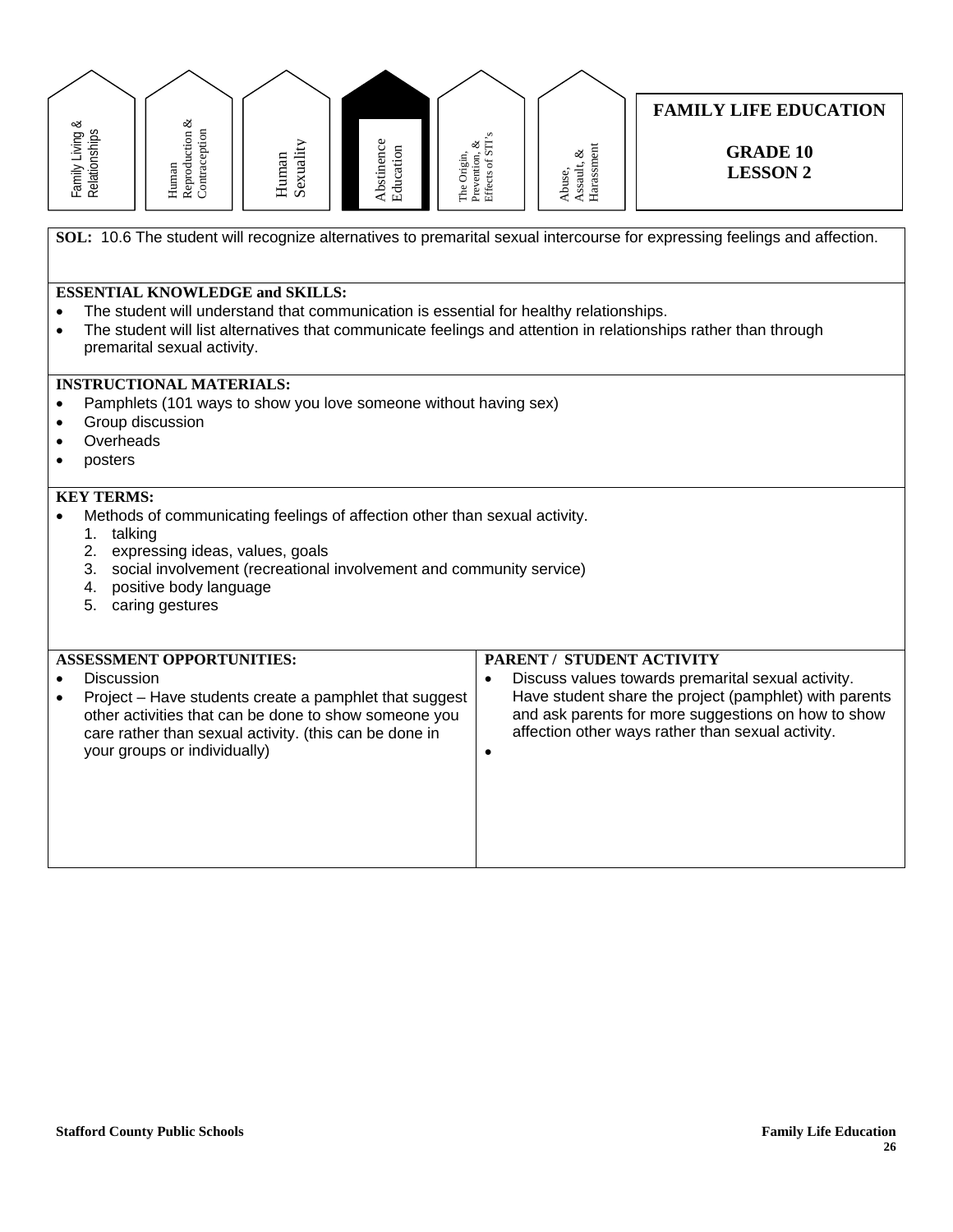Family Living & Relationships | Human Reproduction & Contraception | Human Sexuality | **Abstinence Education** | The Origin, Prevention, & Effects of STI's | Abuse, Assault, & Harassment

# FAMILY LIFE EDUCATION

## GRADE 10
## LESSON 2

**SOL:** 10.6 The student will recognize alternatives to premarital sexual intercourse for expressing feelings and affection.

**ESSENTIAL KNOWLEDGE and SKILLS:**

- The student will understand that communication is essential for healthy relationships.
- The student will list alternatives that communicate feelings and attention in relationships rather than through premarital sexual activity.

**INSTRUCTIONAL MATERIALS:**

- Pamphlets (101 ways to show you love someone without having sex)
- Group discussion
- Overheads
- posters

**KEY TERMS:**

- Methods of communicating feelings of affection other than sexual activity.
  1. talking
  2. expressing ideas, values, goals
  3. social involvement (recreational involvement and community service)
  4. positive body language
  5. caring gestures

**ASSESSMENT OPPORTUNITIES:**

- Discussion
- Project – Have students create a pamphlet that suggest other activities that can be done to show someone you care rather than sexual activity. (this can be done in your groups or individually)

**PARENT / STUDENT ACTIVITY**

- Discuss values towards premarital sexual activity. Have student share the project (pamphlet) with parents and ask parents for more suggestions on how to show affection other ways rather than sexual activity.
-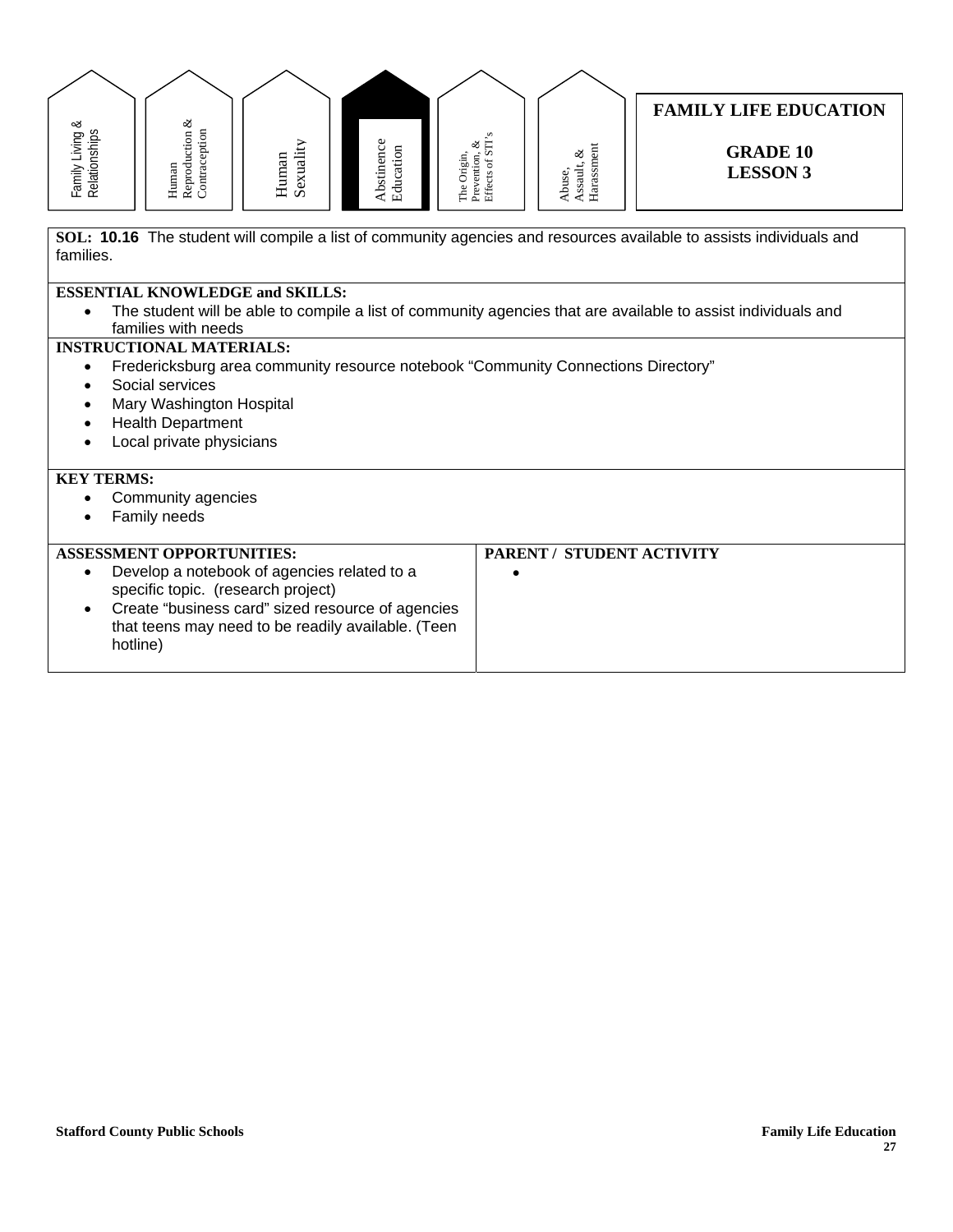Family Living & Relationships | Human Reproduction & Contraception | Human Sexuality | **Abstinence Education** | The Origin, Prevention, & Effects of STI's | Abuse, Assault, & Harassment

# FAMILY LIFE EDUCATION

## GRADE 10
## LESSON 3

**SOL: 10.16** The student will compile a list of community agencies and resources available to assists individuals and families.

**ESSENTIAL KNOWLEDGE and SKILLS:**

- The student will be able to compile a list of community agencies that are available to assist individuals and families with needs

**INSTRUCTIONAL MATERIALS:**

- Fredericksburg area community resource notebook "Community Connections Directory"
- Social services
- Mary Washington Hospital
- Health Department
- Local private physicians

**KEY TERMS:**

- Community agencies
- Family needs

| ASSESSMENT OPPORTUNITIES: | PARENT / STUDENT ACTIVITY |
|---|---|
| • Develop a notebook of agencies related to a specific topic. (research project)<br>• Create "business card" sized resource of agencies that teens may need to be readily available. (Teen hotline) | • |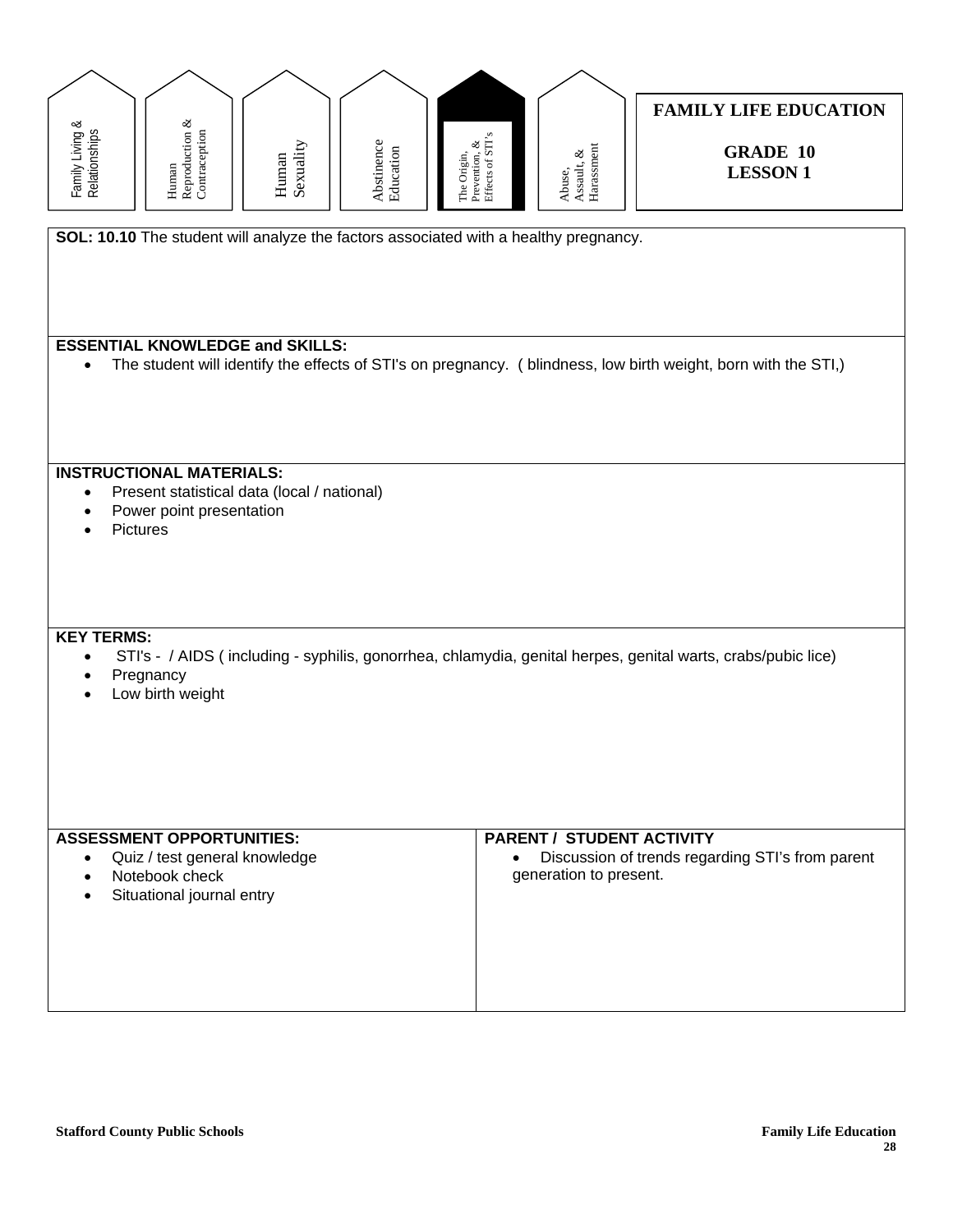Family Living & Relationships | Human Reproduction & Contraception | Human Sexuality | Abstinence Education | The Origin, Prevention, & Effects of STI's | Abuse, Assault, & Harassment

**FAMILY LIFE EDUCATION**

**GRADE 10**
**LESSON 1**

**SOL: 10.10** The student will analyze the factors associated with a healthy pregnancy.

**ESSENTIAL KNOWLEDGE and SKILLS:**

- The student will identify the effects of STI's on pregnancy. ( blindness, low birth weight, born with the STI,)

**INSTRUCTIONAL MATERIALS:**

- Present statistical data (local / national)
- Power point presentation
- Pictures

**KEY TERMS:**

- STI's - / AIDS ( including - syphilis, gonorrhea, chlamydia, genital herpes, genital warts, crabs/pubic lice)
- Pregnancy
- Low birth weight

**ASSESSMENT OPPORTUNITIES:**

- Quiz / test general knowledge
- Notebook check
- Situational journal entry

**PARENT / STUDENT ACTIVITY**

- Discussion of trends regarding STI's from parent generation to present.